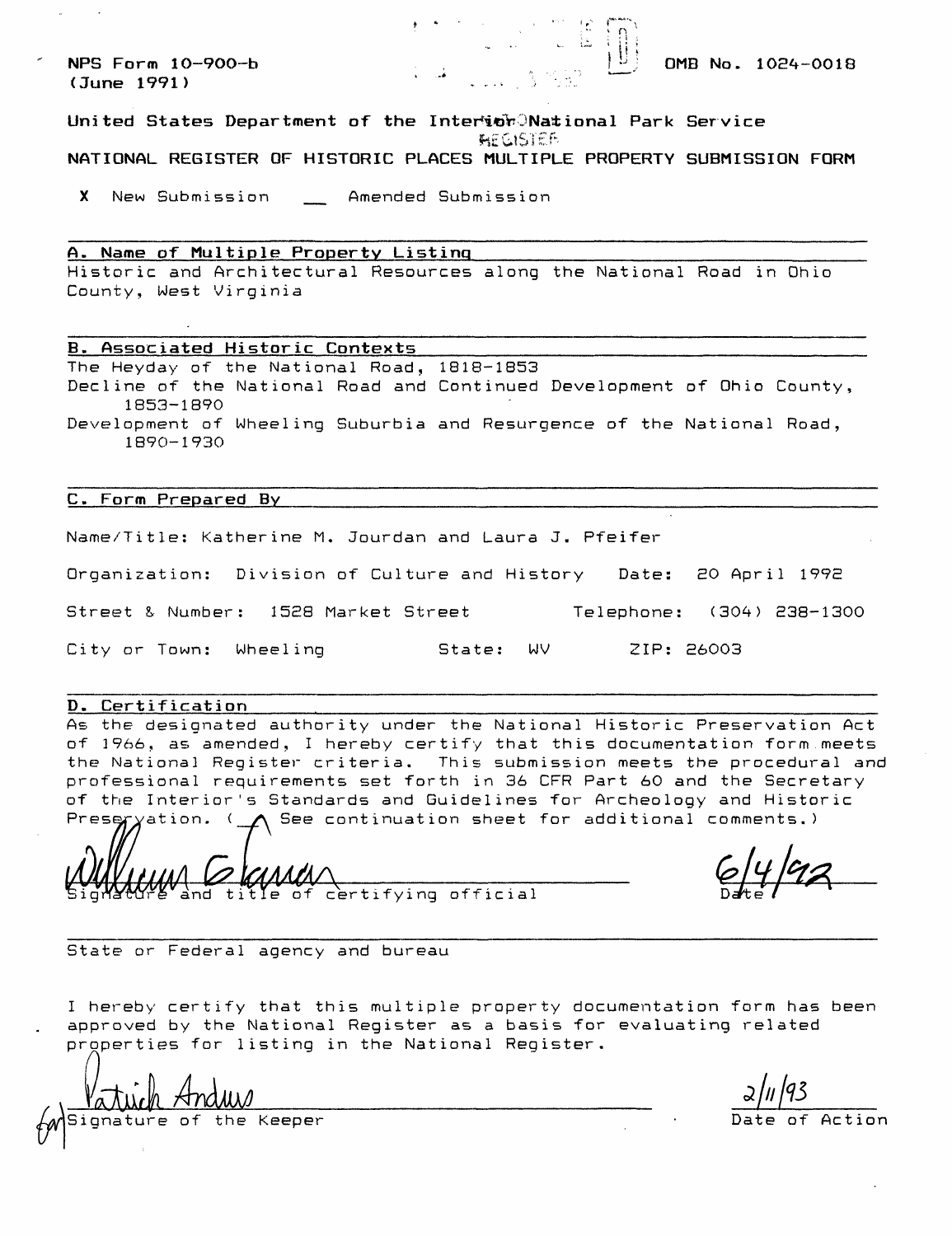NPS Form 10-900-b
(June 1991)

OMB No. 1024-0018

United States Department of the Interior National Park Service

NATIONAL REGISTER OF HISTORIC PLACES MULTIPLE PROPERTY SUBMISSION FORM

X New Submission __ Amended Submission

## A. Name of Multiple Property Listing

Historic and Architectural Resources along the National Road in Ohio County, West Virginia

## B. Associated Historic Contexts

The Heyday of the National Road, 1818-1853

Decline of the National Road and Continued Development of Ohio County, 1853-1890

Development of Wheeling Suburbia and Resurgence of the National Road, 1890-1930

## C. Form Prepared By

Name/Title: Katherine M. Jourdan and Laura J. Pfeifer

Organization: Division of Culture and History Date: 20 April 1992

Street & Number: 1528 Market Street Telephone: (304) 238-1300

City or Town: Wheeling State: WV ZIP: 26003

## D. Certification

As the designated authority under the National Historic Preservation Act of 1966, as amended, I hereby certify that this documentation form meets the National Register criteria. This submission meets the procedural and professional requirements set forth in 36 CFR Part 60 and the Secretary of the Interior's Standards and Guidelines for Archeology and Historic Preservation. ( ^ See continuation sheet for additional comments.)

William Glance 6/4/92

Signature and title of certifying official Date

State or Federal agency and bureau

I hereby certify that this multiple property documentation form has been approved by the National Register as a basis for evaluating related properties for listing in the National Register.

for Patrick Andrus 2/11/93

Signature of the Keeper Date of Action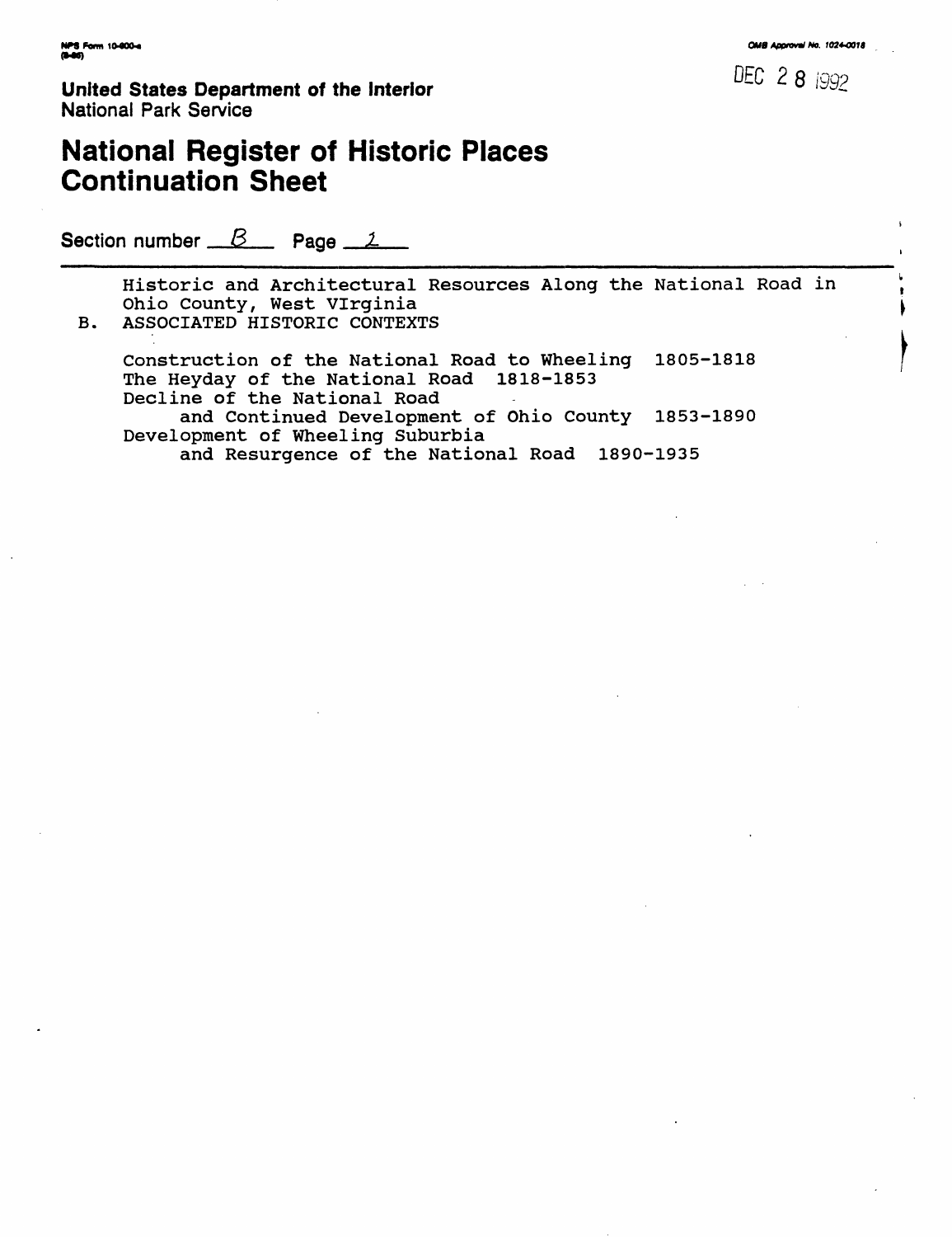United States Department of the Interior
National Park Service

# National Register of Historic Places Continuation Sheet

Section number B Page 1

Historic and Architectural Resources Along the National Road in Ohio County, West VIrginia

B. ASSOCIATED HISTORIC CONTEXTS

Construction of the National Road to Wheeling 1805-1818
The Heyday of the National Road 1818-1853
Decline of the National Road
and Continued Development of Ohio County 1853-1890
Development of Wheeling Suburbia
and Resurgence of the National Road 1890-1935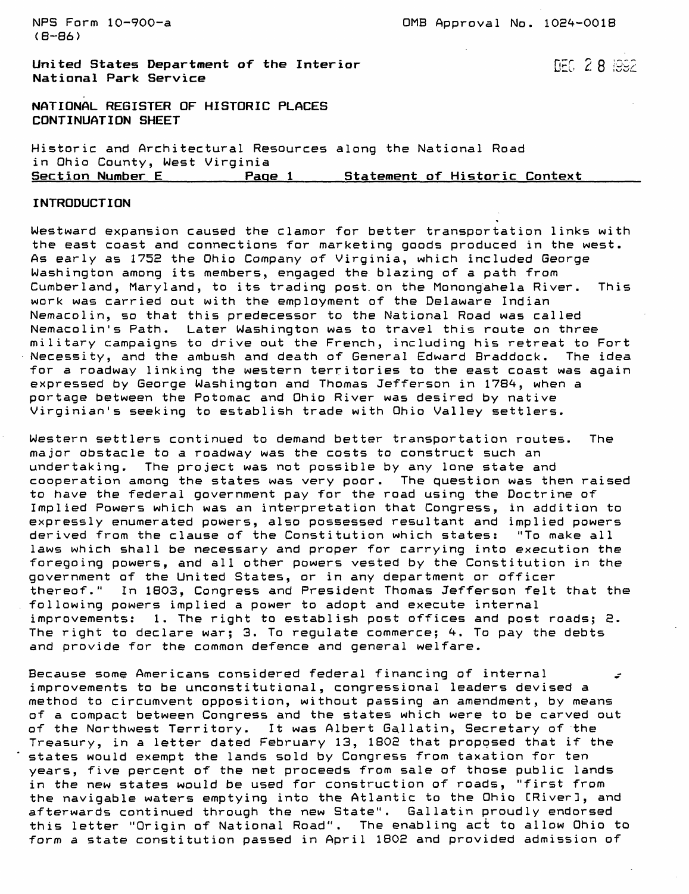NPS Form 10-900-a
(8-86)

OMB Approval No. 1024-0018

**United States Department of the Interior**
**National Park Service**

DEC 28 1992

**NATIONAL REGISTER OF HISTORIC PLACES**
**CONTINUATION SHEET**

Historic and Architectural Resources along the National Road in Ohio County, West Virginia
Section Number E     Page 1     Statement of Historic Context

## INTRODUCTION

Westward expansion caused the clamor for better transportation links with the east coast and connections for marketing goods produced in the west. As early as 1752 the Ohio Company of Virginia, which included George Washington among its members, engaged the blazing of a path from Cumberland, Maryland, to its trading post on the Monongahela River. This work was carried out with the employment of the Delaware Indian Nemacolin, so that this predecessor to the National Road was called Nemacolin's Path. Later Washington was to travel this route on three military campaigns to drive out the French, including his retreat to Fort Necessity, and the ambush and death of General Edward Braddock. The idea for a roadway linking the western territories to the east coast was again expressed by George Washington and Thomas Jefferson in 1784, when a portage between the Potomac and Ohio River was desired by native Virginian's seeking to establish trade with Ohio Valley settlers.

Western settlers continued to demand better transportation routes. The major obstacle to a roadway was the costs to construct such an undertaking. The project was not possible by any lone state and cooperation among the states was very poor. The question was then raised to have the federal government pay for the road using the Doctrine of Implied Powers which was an interpretation that Congress, in addition to expressly enumerated powers, also possessed resultant and implied powers derived from the clause of the Constitution which states: "To make all laws which shall be necessary and proper for carrying into execution the foregoing powers, and all other powers vested by the Constitution in the government of the United States, or in any department or officer thereof." In 1803, Congress and President Thomas Jefferson felt that the following powers implied a power to adopt and execute internal improvements: 1. The right to establish post offices and post roads; 2. The right to declare war; 3. To regulate commerce; 4. To pay the debts and provide for the common defence and general welfare.

Because some Americans considered federal financing of internal improvements to be unconstitutional, congressional leaders devised a method to circumvent opposition, without passing an amendment, by means of a compact between Congress and the states which were to be carved out of the Northwest Territory. It was Albert Gallatin, Secretary of the Treasury, in a letter dated February 13, 1802 that proposed that if the states would exempt the lands sold by Congress from taxation for ten years, five percent of the net proceeds from sale of those public lands in the new states would be used for construction of roads, "first from the navigable waters emptying into the Atlantic to the Ohio [River], and afterwards continued through the new State". Gallatin proudly endorsed this letter "Origin of National Road". The enabling act to allow Ohio to form a state constitution passed in April 1802 and provided admission of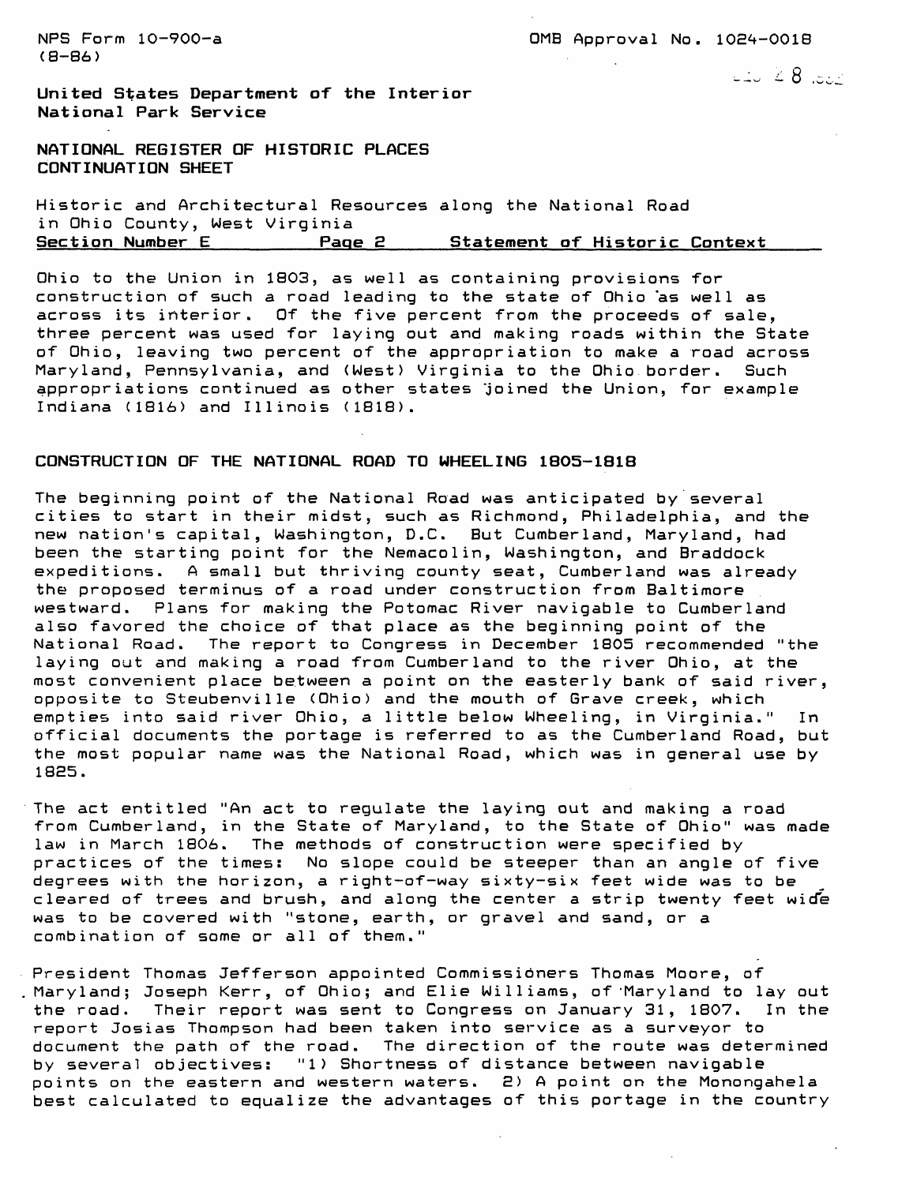Ohio to the Union in 1803, as well as containing provisions for construction of such a road leading to the state of Ohio as well as across its interior. Of the five percent from the proceeds of sale, three percent was used for laying out and making roads within the State of Ohio, leaving two percent of the appropriation to make a road across Maryland, Pennsylvania, and (West) Virginia to the Ohio border. Such appropriations continued as other states joined the Union, for example Indiana (1816) and Illinois (1818).

## CONSTRUCTION OF THE NATIONAL ROAD TO WHEELING 1805-1818

The beginning point of the National Road was anticipated by several cities to start in their midst, such as Richmond, Philadelphia, and the new nation's capital, Washington, D.C. But Cumberland, Maryland, had been the starting point for the Nemacolin, Washington, and Braddock expeditions. A small but thriving county seat, Cumberland was already the proposed terminus of a road under construction from Baltimore westward. Plans for making the Potomac River navigable to Cumberland also favored the choice of that place as the beginning point of the National Road. The report to Congress in December 1805 recommended "the laying out and making a road from Cumberland to the river Ohio, at the most convenient place between a point on the easterly bank of said river, opposite to Steubenville (Ohio) and the mouth of Grave creek, which empties into said river Ohio, a little below Wheeling, in Virginia." In official documents the portage is referred to as the Cumberland Road, but the most popular name was the National Road, which was in general use by 1825.

The act entitled "An act to regulate the laying out and making a road from Cumberland, in the State of Maryland, to the State of Ohio" was made law in March 1806. The methods of construction were specified by practices of the times: No slope could be steeper than an angle of five degrees with the horizon, a right-of-way sixty-six feet wide was to be cleared of trees and brush, and along the center a strip twenty feet wide was to be covered with "stone, earth, or gravel and sand, or a combination of some or all of them."

President Thomas Jefferson appointed Commissioners Thomas Moore, of Maryland; Joseph Kerr, of Ohio; and Elie Williams, of Maryland to lay out the road. Their report was sent to Congress on January 31, 1807. In the report Josias Thompson had been taken into service as a surveyor to document the path of the road. The direction of the route was determined by several objectives: "1) Shortness of distance between navigable points on the eastern and western waters. 2) A point on the Monongahela best calculated to equalize the advantages of this portage in the country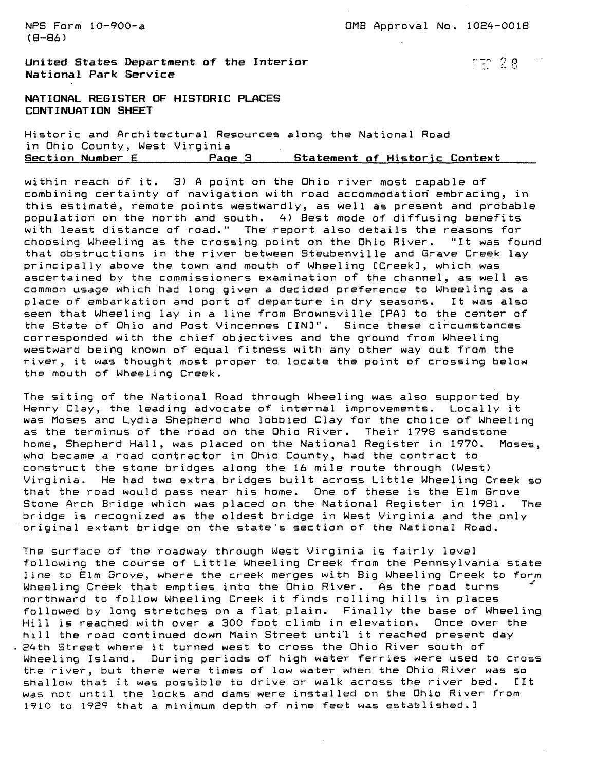within reach of it. 3) A point on the Ohio river most capable of combining certainty of navigation with road accommodation embracing, in this estimate, remote points westwardly, as well as present and probable population on the north and south. 4) Best mode of diffusing benefits with least distance of road." The report also details the reasons for choosing Wheeling as the crossing point on the Ohio River. "It was found that obstructions in the river between Steubenville and Grave Creek lay principally above the town and mouth of Wheeling [Creek], which was ascertained by the commissioners examination of the channel, as well as common usage which had long given a decided preference to Wheeling as a place of embarkation and port of departure in dry seasons. It was also seen that Wheeling lay in a line from Brownsville [PA] to the center of the State of Ohio and Post Vincennes [IN]". Since these circumstances corresponded with the chief objectives and the ground from Wheeling westward being known of equal fitness with any other way out from the river, it was thought most proper to locate the point of crossing below the mouth of Wheeling Creek.

The siting of the National Road through Wheeling was also supported by Henry Clay, the leading advocate of internal improvements. Locally it was Moses and Lydia Shepherd who lobbied Clay for the choice of Wheeling as the terminus of the road on the Ohio River. Their 1798 sandstone home, Shepherd Hall, was placed on the National Register in 1970. Moses, who became a road contractor in Ohio County, had the contract to construct the stone bridges along the 16 mile route through (West) Virginia. He had two extra bridges built across Little Wheeling Creek so that the road would pass near his home. One of these is the Elm Grove Stone Arch Bridge which was placed on the National Register in 1981. The bridge is recognized as the oldest bridge in West Virginia and the only original extant bridge on the state's section of the National Road.

The surface of the roadway through West Virginia is fairly level following the course of Little Wheeling Creek from the Pennsylvania state line to Elm Grove, where the creek merges with Big Wheeling Creek to form Wheeling Creek that empties into the Ohio River. As the road turns northward to follow Wheeling Creek it finds rolling hills in places followed by long stretches on a flat plain. Finally the base of Wheeling Hill is reached with over a 300 foot climb in elevation. Once over the hill the road continued down Main Street until it reached present day 24th Street where it turned west to cross the Ohio River south of Wheeling Island. During periods of high water ferries were used to cross the river, but there were times of low water when the Ohio River was so shallow that it was possible to drive or walk across the river bed. [It was not until the locks and dams were installed on the Ohio River from 1910 to 1929 that a minimum depth of nine feet was established.]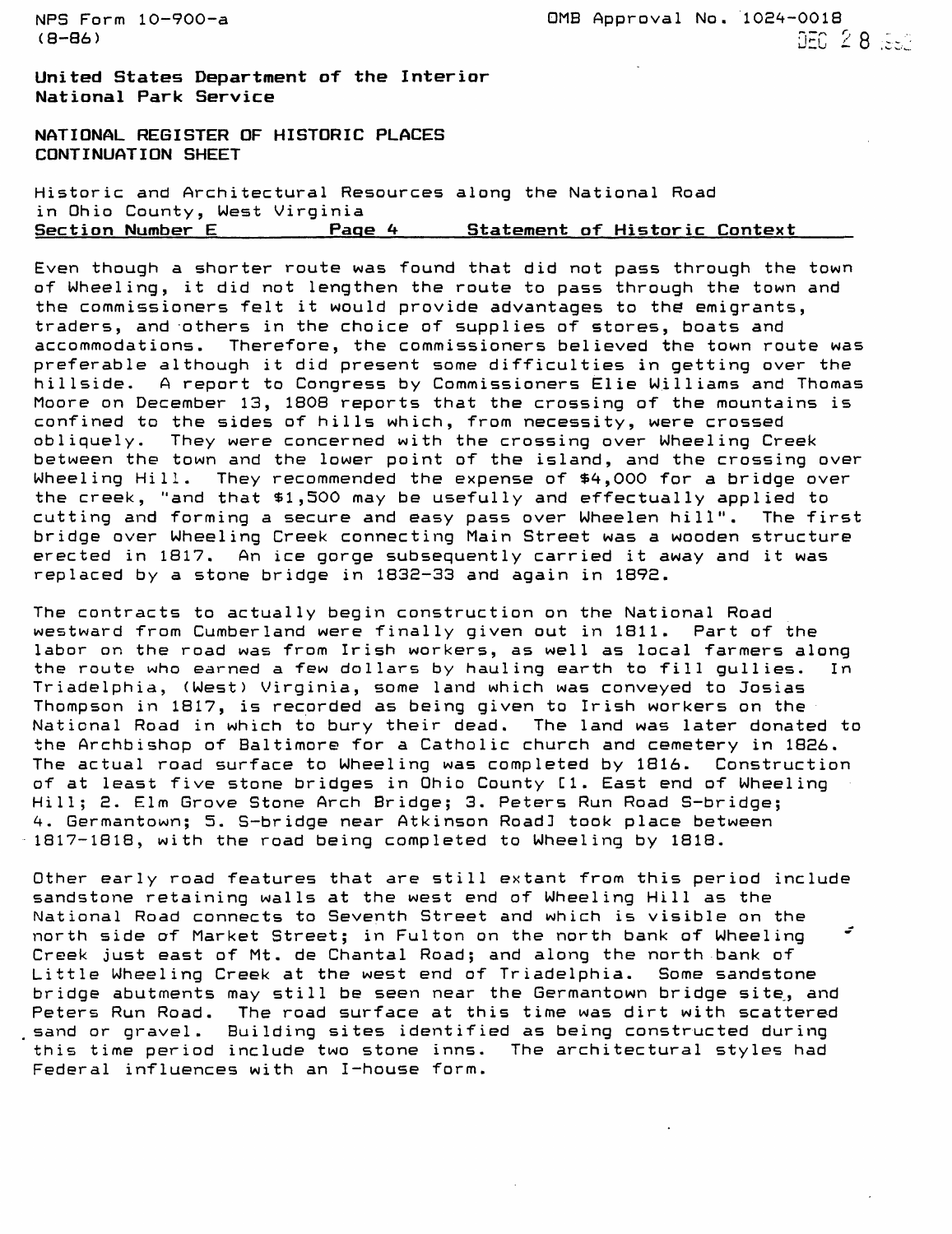Even though a shorter route was found that did not pass through the town of Wheeling, it did not lengthen the route to pass through the town and the commissioners felt it would provide advantages to the emigrants, traders, and others in the choice of supplies of stores, boats and accommodations. Therefore, the commissioners believed the town route was preferable although it did present some difficulties in getting over the hillside. A report to Congress by Commissioners Elie Williams and Thomas Moore on December 13, 1808 reports that the crossing of the mountains is confined to the sides of hills which, from necessity, were crossed obliquely. They were concerned with the crossing over Wheeling Creek between the town and the lower point of the island, and the crossing over Wheeling Hill. They recommended the expense of $4,000 for a bridge over the creek, "and that $1,500 may be usefully and effectually applied to cutting and forming a secure and easy pass over Wheelen hill". The first bridge over Wheeling Creek connecting Main Street was a wooden structure erected in 1817. An ice gorge subsequently carried it away and it was replaced by a stone bridge in 1832-33 and again in 1892.

The contracts to actually begin construction on the National Road westward from Cumberland were finally given out in 1811. Part of the labor on the road was from Irish workers, as well as local farmers along the route who earned a few dollars by hauling earth to fill gullies. In Triadelphia, (West) Virginia, some land which was conveyed to Josias Thompson in 1817, is recorded as being given to Irish workers on the National Road in which to bury their dead. The land was later donated to the Archbishop of Baltimore for a Catholic church and cemetery in 1826. The actual road surface to Wheeling was completed by 1816. Construction of at least five stone bridges in Ohio County [1. East end of Wheeling Hill; 2. Elm Grove Stone Arch Bridge; 3. Peters Run Road S-bridge; 4. Germantown; 5. S-bridge near Atkinson Road] took place between 1817-1818, with the road being completed to Wheeling by 1818.

Other early road features that are still extant from this period include sandstone retaining walls at the west end of Wheeling Hill as the National Road connects to Seventh Street and which is visible on the north side of Market Street; in Fulton on the north bank of Wheeling Creek just east of Mt. de Chantal Road; and along the north bank of Little Wheeling Creek at the west end of Triadelphia. Some sandstone bridge abutments may still be seen near the Germantown bridge site, and Peters Run Road. The road surface at this time was dirt with scattered sand or gravel. Building sites identified as being constructed during this time period include two stone inns. The architectural styles had Federal influences with an I-house form.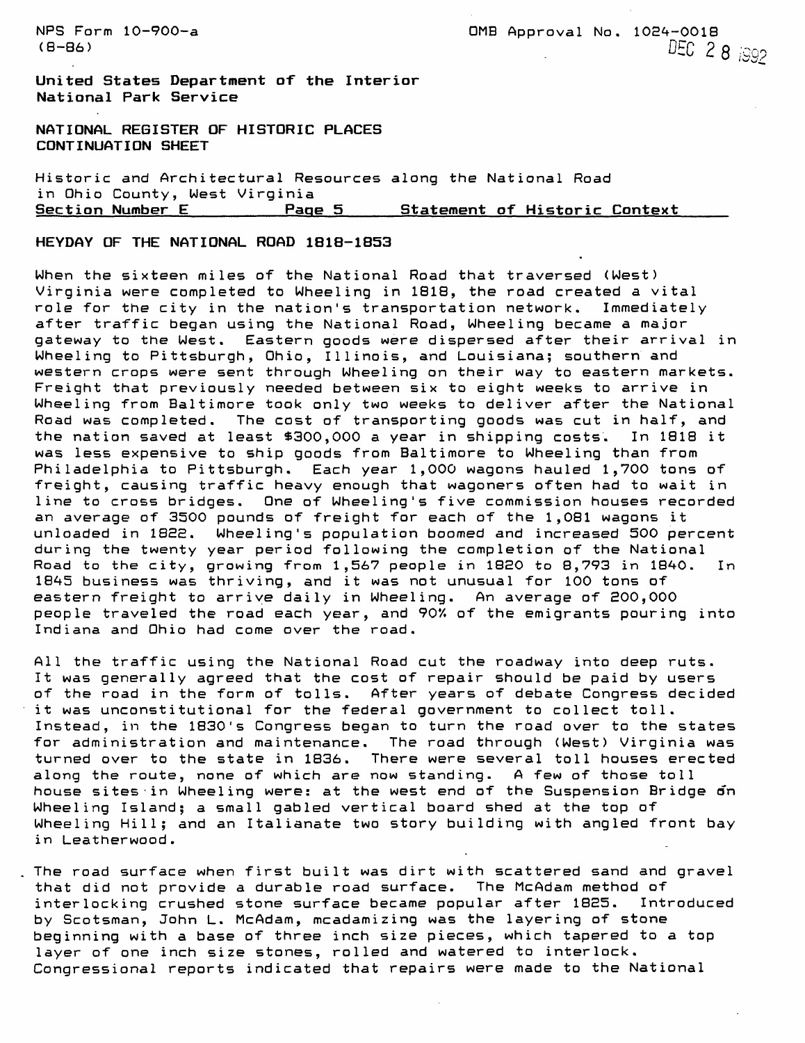NPS Form 10-900-a
(8-86)

OMB Approval No. 1024-0018

DEC 28 1992

**United States Department of the Interior**
**National Park Service**

**NATIONAL REGISTER OF HISTORIC PLACES**
**CONTINUATION SHEET**

Historic and Architectural Resources along the National Road in Ohio County, West Virginia
Section Number E    Page 5    Statement of Historic Context

## HEYDAY OF THE NATIONAL ROAD 1818-1853

When the sixteen miles of the National Road that traversed (West) Virginia were completed to Wheeling in 1818, the road created a vital role for the city in the nation's transportation network. Immediately after traffic began using the National Road, Wheeling became a major gateway to the West. Eastern goods were dispersed after their arrival in Wheeling to Pittsburgh, Ohio, Illinois, and Louisiana; southern and western crops were sent through Wheeling on their way to eastern markets. Freight that previously needed between six to eight weeks to arrive in Wheeling from Baltimore took only two weeks to deliver after the National Road was completed. The cost of transporting goods was cut in half, and the nation saved at least $300,000 a year in shipping costs. In 1818 it was less expensive to ship goods from Baltimore to Wheeling than from Philadelphia to Pittsburgh. Each year 1,000 wagons hauled 1,700 tons of freight, causing traffic heavy enough that wagoners often had to wait in line to cross bridges. One of Wheeling's five commission houses recorded an average of 3500 pounds of freight for each of the 1,081 wagons it unloaded in 1822. Wheeling's population boomed and increased 500 percent during the twenty year period following the completion of the National Road to the city, growing from 1,567 people in 1820 to 8,793 in 1840. In 1845 business was thriving, and it was not unusual for 100 tons of eastern freight to arrive daily in Wheeling. An average of 200,000 people traveled the road each year, and 90% of the emigrants pouring into Indiana and Ohio had come over the road.

All the traffic using the National Road cut the roadway into deep ruts. It was generally agreed that the cost of repair should be paid by users of the road in the form of tolls. After years of debate Congress decided it was unconstitutional for the federal government to collect toll. Instead, in the 1830's Congress began to turn the road over to the states for administration and maintenance. The road through (West) Virginia was turned over to the state in 1836. There were several toll houses erected along the route, none of which are now standing. A few of those toll house sites in Wheeling were: at the west end of the Suspension Bridge on Wheeling Island; a small gabled vertical board shed at the top of Wheeling Hill; and an Italianate two story building with angled front bay in Leatherwood.

The road surface when first built was dirt with scattered sand and gravel that did not provide a durable road surface. The McAdam method of interlocking crushed stone surface became popular after 1825. Introduced by Scotsman, John L. McAdam, mcadamizing was the layering of stone beginning with a base of three inch size pieces, which tapered to a top layer of one inch size stones, rolled and watered to interlock. Congressional reports indicated that repairs were made to the National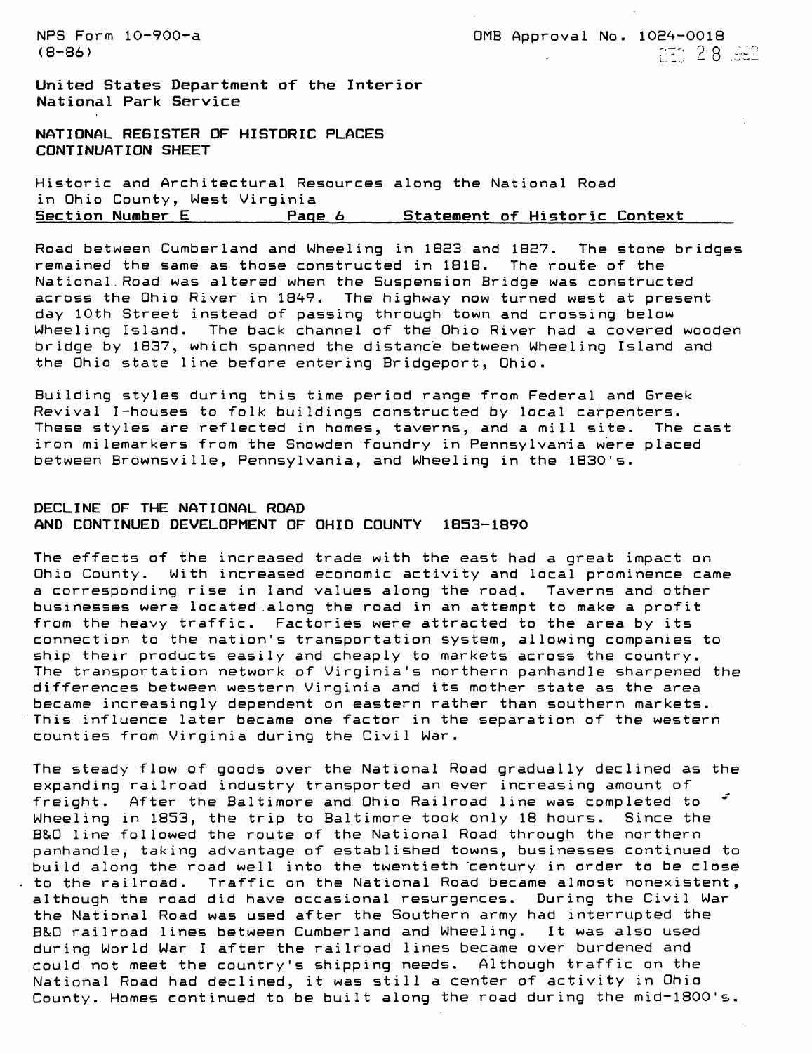NPS Form 10-900-a
(8-86)

OMB Approval No. 1024-0018

United States Department of the Interior
National Park Service

NATIONAL REGISTER OF HISTORIC PLACES
CONTINUATION SHEET

Historic and Architectural Resources along the National Road in Ohio County, West Virginia
Section Number E Page 6 Statement of Historic Context

Road between Cumberland and Wheeling in 1823 and 1827. The stone bridges remained the same as those constructed in 1818. The route of the National Road was altered when the Suspension Bridge was constructed across the Ohio River in 1849. The highway now turned west at present day 10th Street instead of passing through town and crossing below Wheeling Island. The back channel of the Ohio River had a covered wooden bridge by 1837, which spanned the distance between Wheeling Island and the Ohio state line before entering Bridgeport, Ohio.

Building styles during this time period range from Federal and Greek Revival I-houses to folk buildings constructed by local carpenters. These styles are reflected in homes, taverns, and a mill site. The cast iron milemarkers from the Snowden foundry in Pennsylvania were placed between Brownsville, Pennsylvania, and Wheeling in the 1830's.

## DECLINE OF THE NATIONAL ROAD AND CONTINUED DEVELOPMENT OF OHIO COUNTY 1853-1890

The effects of the increased trade with the east had a great impact on Ohio County. With increased economic activity and local prominence came a corresponding rise in land values along the road. Taverns and other businesses were located along the road in an attempt to make a profit from the heavy traffic. Factories were attracted to the area by its connection to the nation's transportation system, allowing companies to ship their products easily and cheaply to markets across the country. The transportation network of Virginia's northern panhandle sharpened the differences between western Virginia and its mother state as the area became increasingly dependent on eastern rather than southern markets. This influence later became one factor in the separation of the western counties from Virginia during the Civil War.

The steady flow of goods over the National Road gradually declined as the expanding railroad industry transported an ever increasing amount of freight. After the Baltimore and Ohio Railroad line was completed to Wheeling in 1853, the trip to Baltimore took only 18 hours. Since the B&O line followed the route of the National Road through the northern panhandle, taking advantage of established towns, businesses continued to build along the road well into the twentieth century in order to be close to the railroad. Traffic on the National Road became almost nonexistent, although the road did have occasional resurgences. During the Civil War the National Road was used after the Southern army had interrupted the B&O railroad lines between Cumberland and Wheeling. It was also used during World War I after the railroad lines became over burdened and could not meet the country's shipping needs. Although traffic on the National Road had declined, it was still a center of activity in Ohio County. Homes continued to be built along the road during the mid-1800's.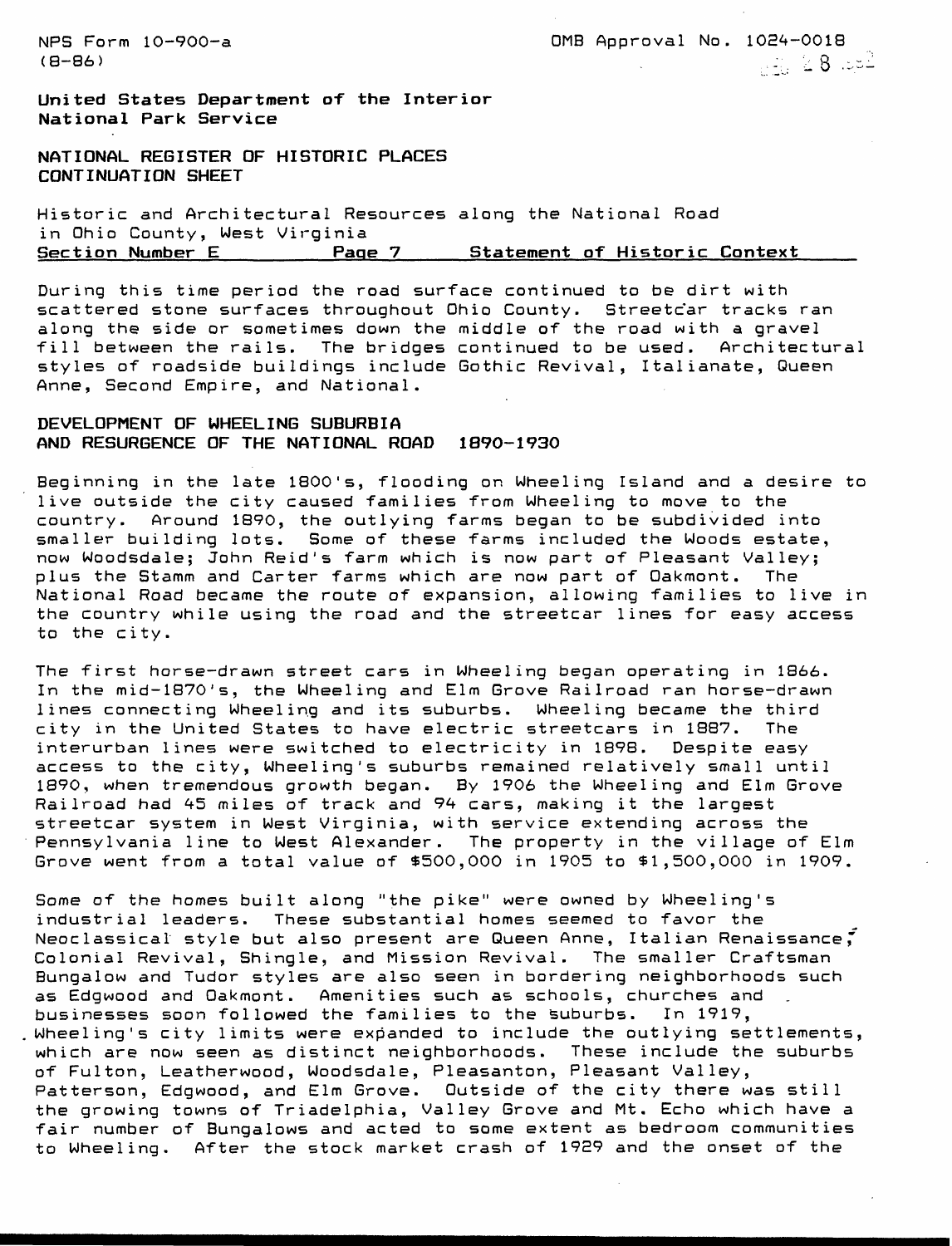NPS Form 10-900-a
(8-86)

OMB Approval No. 1024-0018

United States Department of the Interior
National Park Service

NATIONAL REGISTER OF HISTORIC PLACES
CONTINUATION SHEET

Historic and Architectural Resources along the National Road in Ohio County, West Virginia
**Section Number E Page 7 Statement of Historic Context**

During this time period the road surface continued to be dirt with scattered stone surfaces throughout Ohio County. Streetcar tracks ran along the side or sometimes down the middle of the road with a gravel fill between the rails. The bridges continued to be used. Architectural styles of roadside buildings include Gothic Revival, Italianate, Queen Anne, Second Empire, and National.

## DEVELOPMENT OF WHEELING SUBURBIA AND RESURGENCE OF THE NATIONAL ROAD 1890-1930

Beginning in the late 1800's, flooding on Wheeling Island and a desire to live outside the city caused families from Wheeling to move to the country. Around 1890, the outlying farms began to be subdivided into smaller building lots. Some of these farms included the Woods estate, now Woodsdale; John Reid's farm which is now part of Pleasant Valley; plus the Stamm and Carter farms which are now part of Oakmont. The National Road became the route of expansion, allowing families to live in the country while using the road and the streetcar lines for easy access to the city.

The first horse-drawn street cars in Wheeling began operating in 1866. In the mid-1870's, the Wheeling and Elm Grove Railroad ran horse-drawn lines connecting Wheeling and its suburbs. Wheeling became the third city in the United States to have electric streetcars in 1887. The interurban lines were switched to electricity in 1898. Despite easy access to the city, Wheeling's suburbs remained relatively small until 1890, when tremendous growth began. By 1906 the Wheeling and Elm Grove Railroad had 45 miles of track and 94 cars, making it the largest streetcar system in West Virginia, with service extending across the Pennsylvania line to West Alexander. The property in the village of Elm Grove went from a total value of $500,000 in 1905 to $1,500,000 in 1909.

Some of the homes built along "the pike" were owned by Wheeling's industrial leaders. These substantial homes seemed to favor the Neoclassical style but also present are Queen Anne, Italian Renaissance, Colonial Revival, Shingle, and Mission Revival. The smaller Craftsman Bungalow and Tudor styles are also seen in bordering neighborhoods such as Edgwood and Oakmont. Amenities such as schools, churches and businesses soon followed the families to the suburbs. In 1919, Wheeling's city limits were expanded to include the outlying settlements, which are now seen as distinct neighborhoods. These include the suburbs of Fulton, Leatherwood, Woodsdale, Pleasanton, Pleasant Valley, Patterson, Edgwood, and Elm Grove. Outside of the city there was still the growing towns of Triadelphia, Valley Grove and Mt. Echo which have a fair number of Bungalows and acted to some extent as bedroom communities to Wheeling. After the stock market crash of 1929 and the onset of the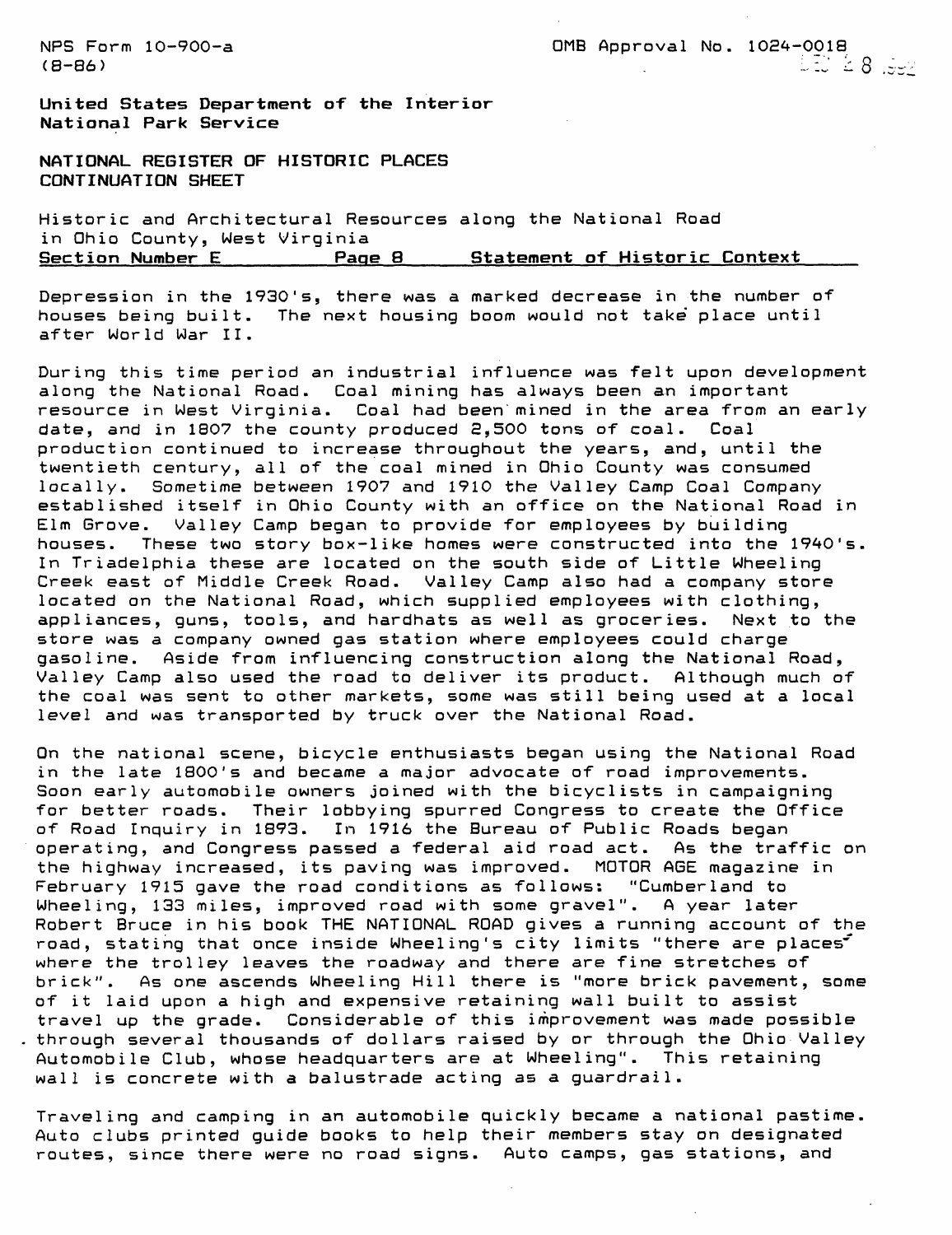Depression in the 1930's, there was a marked decrease in the number of houses being built. The next housing boom would not take place until after World War II.

During this time period an industrial influence was felt upon development along the National Road. Coal mining has always been an important resource in West Virginia. Coal had been mined in the area from an early date, and in 1807 the county produced 2,500 tons of coal. Coal production continued to increase throughout the years, and, until the twentieth century, all of the coal mined in Ohio County was consumed locally. Sometime between 1907 and 1910 the Valley Camp Coal Company established itself in Ohio County with an office on the National Road in Elm Grove. Valley Camp began to provide for employees by building houses. These two story box-like homes were constructed into the 1940's. In Triadelphia these are located on the south side of Little Wheeling Creek east of Middle Creek Road. Valley Camp also had a company store located on the National Road, which supplied employees with clothing, appliances, guns, tools, and hardhats as well as groceries. Next to the store was a company owned gas station where employees could charge gasoline. Aside from influencing construction along the National Road, Valley Camp also used the road to deliver its product. Although much of the coal was sent to other markets, some was still being used at a local level and was transported by truck over the National Road.

On the national scene, bicycle enthusiasts began using the National Road in the late 1800's and became a major advocate of road improvements. Soon early automobile owners joined with the bicyclists in campaigning for better roads. Their lobbying spurred Congress to create the Office of Road Inquiry in 1893. In 1916 the Bureau of Public Roads began operating, and Congress passed a federal aid road act. As the traffic on the highway increased, its paving was improved. MOTOR AGE magazine in February 1915 gave the road conditions as follows: "Cumberland to Wheeling, 133 miles, improved road with some gravel". A year later Robert Bruce in his book THE NATIONAL ROAD gives a running account of the road, stating that once inside Wheeling's city limits "there are places where the trolley leaves the roadway and there are fine stretches of brick". As one ascends Wheeling Hill there is "more brick pavement, some of it laid upon a high and expensive retaining wall built to assist travel up the grade. Considerable of this improvement was made possible through several thousands of dollars raised by or through the Ohio Valley Automobile Club, whose headquarters are at Wheeling". This retaining wall is concrete with a balustrade acting as a guardrail.

Traveling and camping in an automobile quickly became a national pastime. Auto clubs printed guide books to help their members stay on designated routes, since there were no road signs. Auto camps, gas stations, and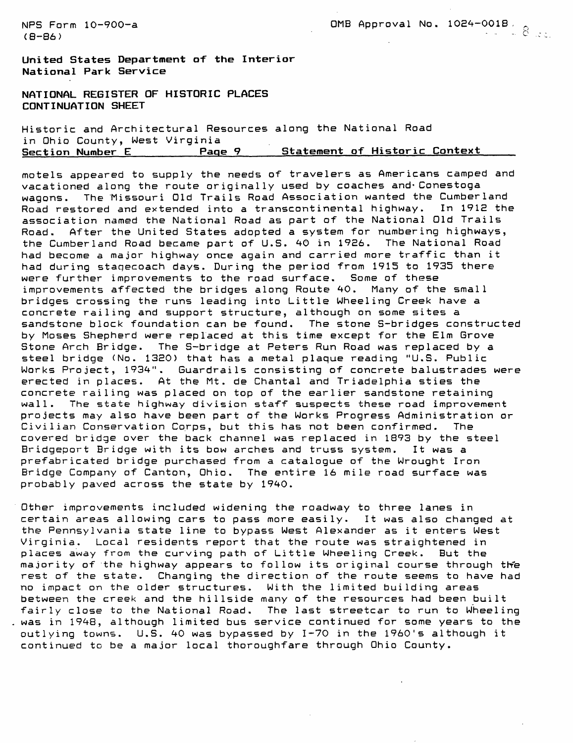motels appeared to supply the needs of travelers as Americans camped and vacationed along the route originally used by coaches and Conestoga wagons. The Missouri Old Trails Road Association wanted the Cumberland Road restored and extended into a transcontinental highway. In 1912 the association named the National Road as part of the National Old Trails Road. After the United States adopted a system for numbering highways, the Cumberland Road became part of U.S. 40 in 1926. The National Road had become a major highway once again and carried more traffic than it had during stagecoach days. During the period from 1915 to 1935 there were further improvements to the road surface. Some of these improvements affected the bridges along Route 40. Many of the small bridges crossing the runs leading into Little Wheeling Creek have a concrete railing and support structure, although on some sites a sandstone block foundation can be found. The stone S-bridges constructed by Moses Shepherd were replaced at this time except for the Elm Grove Stone Arch Bridge. The S-bridge at Peters Run Road was replaced by a steel bridge (No. 1320) that has a metal plaque reading "U.S. Public Works Project, 1934". Guardrails consisting of concrete balustrades were erected in places. At the Mt. de Chantal and Triadelphia sties the concrete railing was placed on top of the earlier sandstone retaining wall. The state highway division staff suspects these road improvement projects may also have been part of the Works Progress Administration or Civilian Conservation Corps, but this has not been confirmed. The covered bridge over the back channel was replaced in 1893 by the steel Bridgeport Bridge with its bow arches and truss system. It was a prefabricated bridge purchased from a catalogue of the Wrought Iron Bridge Company of Canton, Ohio. The entire 16 mile road surface was probably paved across the state by 1940.

Other improvements included widening the roadway to three lanes in certain areas allowing cars to pass more easily. It was also changed at the Pennsylvania state line to bypass West Alexander as it enters West Virginia. Local residents report that the route was straightened in places away from the curving path of Little Wheeling Creek. But the majority of the highway appears to follow its original course through the rest of the state. Changing the direction of the route seems to have had no impact on the older structures. With the limited building areas between the creek and the hillside many of the resources had been built fairly close to the National Road. The last streetcar to run to Wheeling was in 1948, although limited bus service continued for some years to the outlying towns. U.S. 40 was bypassed by I-70 in the 1960's although it continued to be a major local thoroughfare through Ohio County.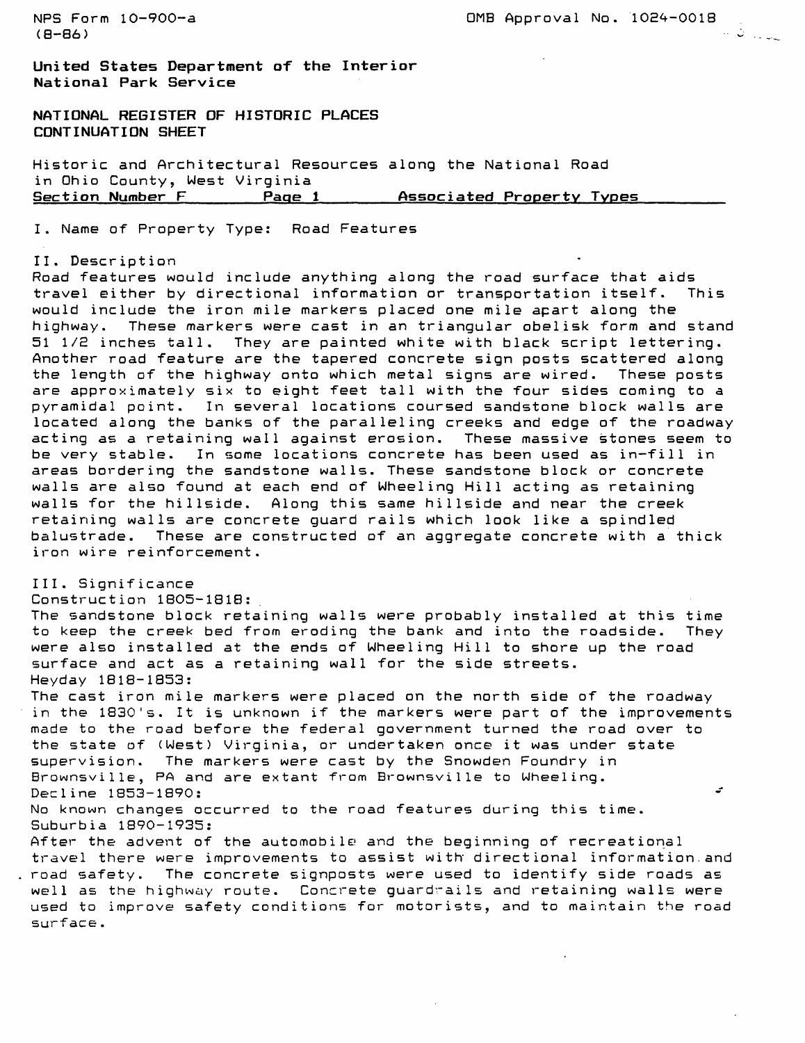NPS Form 10-900-a
(8-86)

OMB Approval No. 1024-0018

United States Department of the Interior
National Park Service

NATIONAL REGISTER OF HISTORIC PLACES
CONTINUATION SHEET

Historic and Architectural Resources along the National Road in Ohio County, West Virginia
Section Number F　　Page 1　　Associated Property Types

I. Name of Property Type: Road Features

II. Description

Road features would include anything along the road surface that aids travel either by directional information or transportation itself. This would include the iron mile markers placed one mile apart along the highway. These markers were cast in an triangular obelisk form and stand 51 1/2 inches tall. They are painted white with black script lettering. Another road feature are the tapered concrete sign posts scattered along the length of the highway onto which metal signs are wired. These posts are approximately six to eight feet tall with the four sides coming to a pyramidal point. In several locations coursed sandstone block walls are located along the banks of the paralleling creeks and edge of the roadway acting as a retaining wall against erosion. These massive stones seem to be very stable. In some locations concrete has been used as in-fill in areas bordering the sandstone walls. These sandstone block or concrete walls are also found at each end of Wheeling Hill acting as retaining walls for the hillside. Along this same hillside and near the creek retaining walls are concrete guard rails which look like a spindled balustrade. These are constructed of an aggregate concrete with a thick iron wire reinforcement.

III. Significance

Construction 1805-1818:

The sandstone block retaining walls were probably installed at this time to keep the creek bed from eroding the bank and into the roadside. They were also installed at the ends of Wheeling Hill to shore up the road surface and act as a retaining wall for the side streets.

Heyday 1818-1853:

The cast iron mile markers were placed on the north side of the roadway in the 1830's. It is unknown if the markers were part of the improvements made to the road before the federal government turned the road over to the state of (West) Virginia, or undertaken once it was under state supervision. The markers were cast by the Snowden Foundry in Brownsville, PA and are extant from Brownsville to Wheeling.

Decline 1853-1890:

No known changes occurred to the road features during this time.

Suburbia 1890-1935:

After the advent of the automobile and the beginning of recreational travel there were improvements to assist with directional information and road safety. The concrete signposts were used to identify side roads as well as the highway route. Concrete guardrails and retaining walls were used to improve safety conditions for motorists, and to maintain the road surface.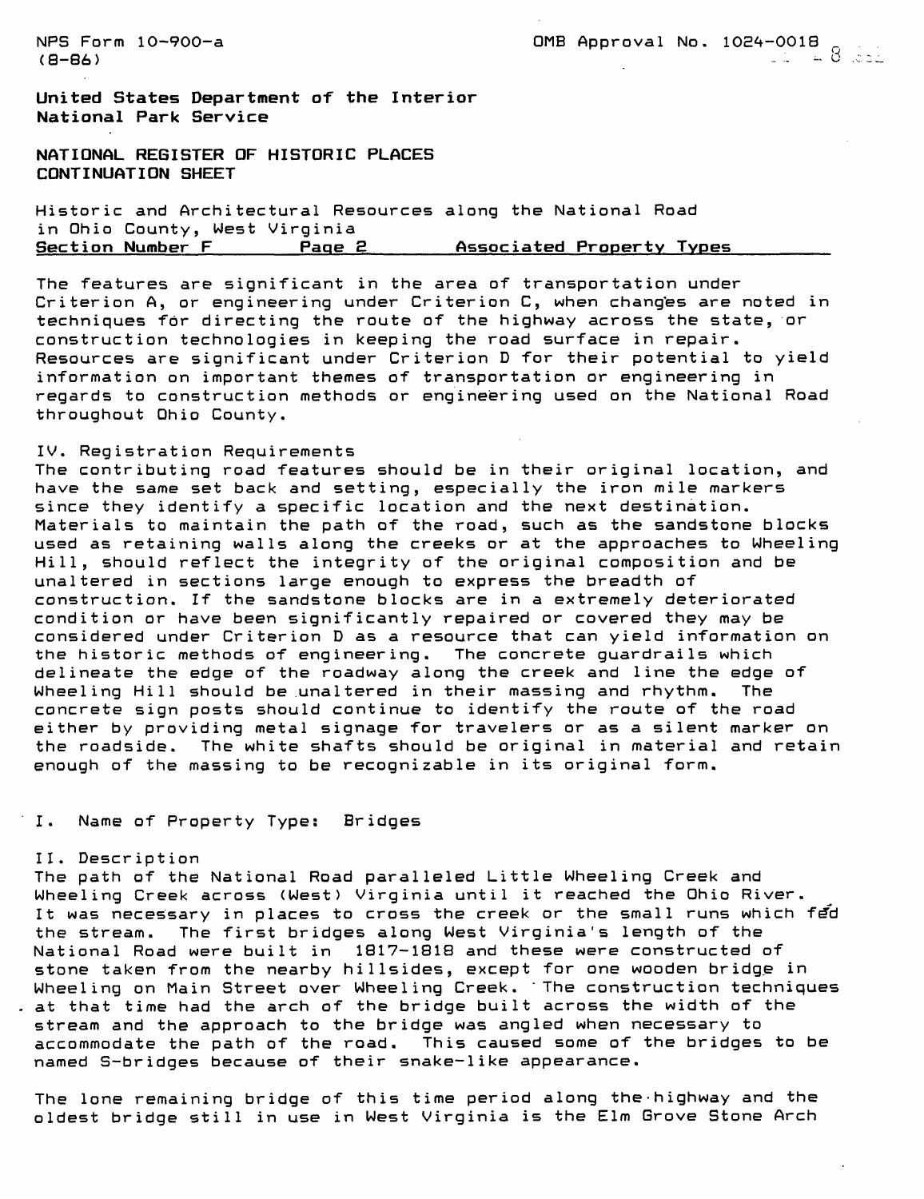NPS Form 10-900-a (8-86)

OMB Approval No. 1024-0018

United States Department of the Interior
National Park Service

NATIONAL REGISTER OF HISTORIC PLACES
CONTINUATION SHEET

Historic and Architectural Resources along the National Road in Ohio County, West Virginia
Section Number F Page 2 Associated Property Types

The features are significant in the area of transportation under Criterion A, or engineering under Criterion C, when changes are noted in techniques for directing the route of the highway across the state, or construction technologies in keeping the road surface in repair. Resources are significant under Criterion D for their potential to yield information on important themes of transportation or engineering in regards to construction methods or engineering used on the National Road throughout Ohio County.

IV. Registration Requirements
The contributing road features should be in their original location, and have the same set back and setting, especially the iron mile markers since they identify a specific location and the next destination. Materials to maintain the path of the road, such as the sandstone blocks used as retaining walls along the creeks or at the approaches to Wheeling Hill, should reflect the integrity of the original composition and be unaltered in sections large enough to express the breadth of construction. If the sandstone blocks are in a extremely deteriorated condition or have been significantly repaired or covered they may be considered under Criterion D as a resource that can yield information on the historic methods of engineering. The concrete guardrails which delineate the edge of the roadway along the creek and line the edge of Wheeling Hill should be unaltered in their massing and rhythm. The concrete sign posts should continue to identify the route of the road either by providing metal signage for travelers or as a silent marker on the roadside. The white shafts should be original in material and retain enough of the massing to be recognizable in its original form.

I. Name of Property Type: Bridges

II. Description
The path of the National Road paralleled Little Wheeling Creek and Wheeling Creek across (West) Virginia until it reached the Ohio River. It was necessary in places to cross the creek or the small runs which fed the stream. The first bridges along West Virginia's length of the National Road were built in 1817-1818 and these were constructed of stone taken from the nearby hillsides, except for one wooden bridge in Wheeling on Main Street over Wheeling Creek. The construction techniques at that time had the arch of the bridge built across the width of the stream and the approach to the bridge was angled when necessary to accommodate the path of the road. This caused some of the bridges to be named S-bridges because of their snake-like appearance.

The lone remaining bridge of this time period along the highway and the oldest bridge still in use in West Virginia is the Elm Grove Stone Arch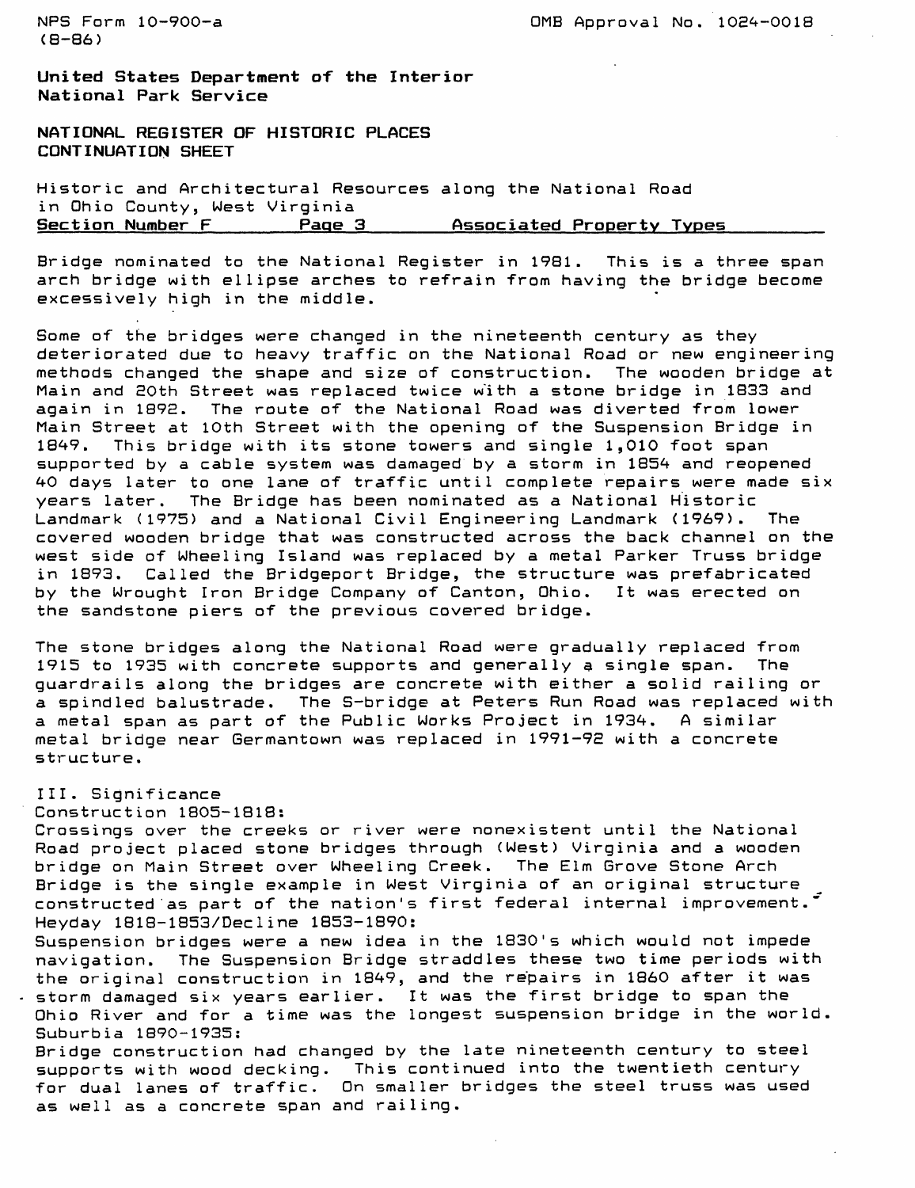Bridge nominated to the National Register in 1981. This is a three span arch bridge with ellipse arches to refrain from having the bridge become excessively high in the middle.

Some of the bridges were changed in the nineteenth century as they deteriorated due to heavy traffic on the National Road or new engineering methods changed the shape and size of construction. The wooden bridge at Main and 20th Street was replaced twice with a stone bridge in 1833 and again in 1892. The route of the National Road was diverted from lower Main Street at 10th Street with the opening of the Suspension Bridge in 1849. This bridge with its stone towers and single 1,010 foot span supported by a cable system was damaged by a storm in 1854 and reopened 40 days later to one lane of traffic until complete repairs were made six years later. The Bridge has been nominated as a National Historic Landmark (1975) and a National Civil Engineering Landmark (1969). The covered wooden bridge that was constructed across the back channel on the west side of Wheeling Island was replaced by a metal Parker Truss bridge in 1893. Called the Bridgeport Bridge, the structure was prefabricated by the Wrought Iron Bridge Company of Canton, Ohio. It was erected on the sandstone piers of the previous covered bridge.

The stone bridges along the National Road were gradually replaced from 1915 to 1935 with concrete supports and generally a single span. The guardrails along the bridges are concrete with either a solid railing or a spindled balustrade. The S-bridge at Peters Run Road was replaced with a metal span as part of the Public Works Project in 1934. A similar metal bridge near Germantown was replaced in 1991-92 with a concrete structure.

## III. Significance

Construction 1805-1818:
Crossings over the creeks or river were nonexistent until the National Road project placed stone bridges through (West) Virginia and a wooden bridge on Main Street over Wheeling Creek. The Elm Grove Stone Arch Bridge is the single example in West Virginia of an original structure constructed as part of the nation's first federal internal improvement.

Heyday 1818-1853/Decline 1853-1890:
Suspension bridges were a new idea in the 1830's which would not impede navigation. The Suspension Bridge straddles these two time periods with the original construction in 1849, and the repairs in 1860 after it was storm damaged six years earlier. It was the first bridge to span the Ohio River and for a time was the longest suspension bridge in the world.

Suburbia 1890-1935:
Bridge construction had changed by the late nineteenth century to steel supports with wood decking. This continued into the twentieth century for dual lanes of traffic. On smaller bridges the steel truss was used as well as a concrete span and railing.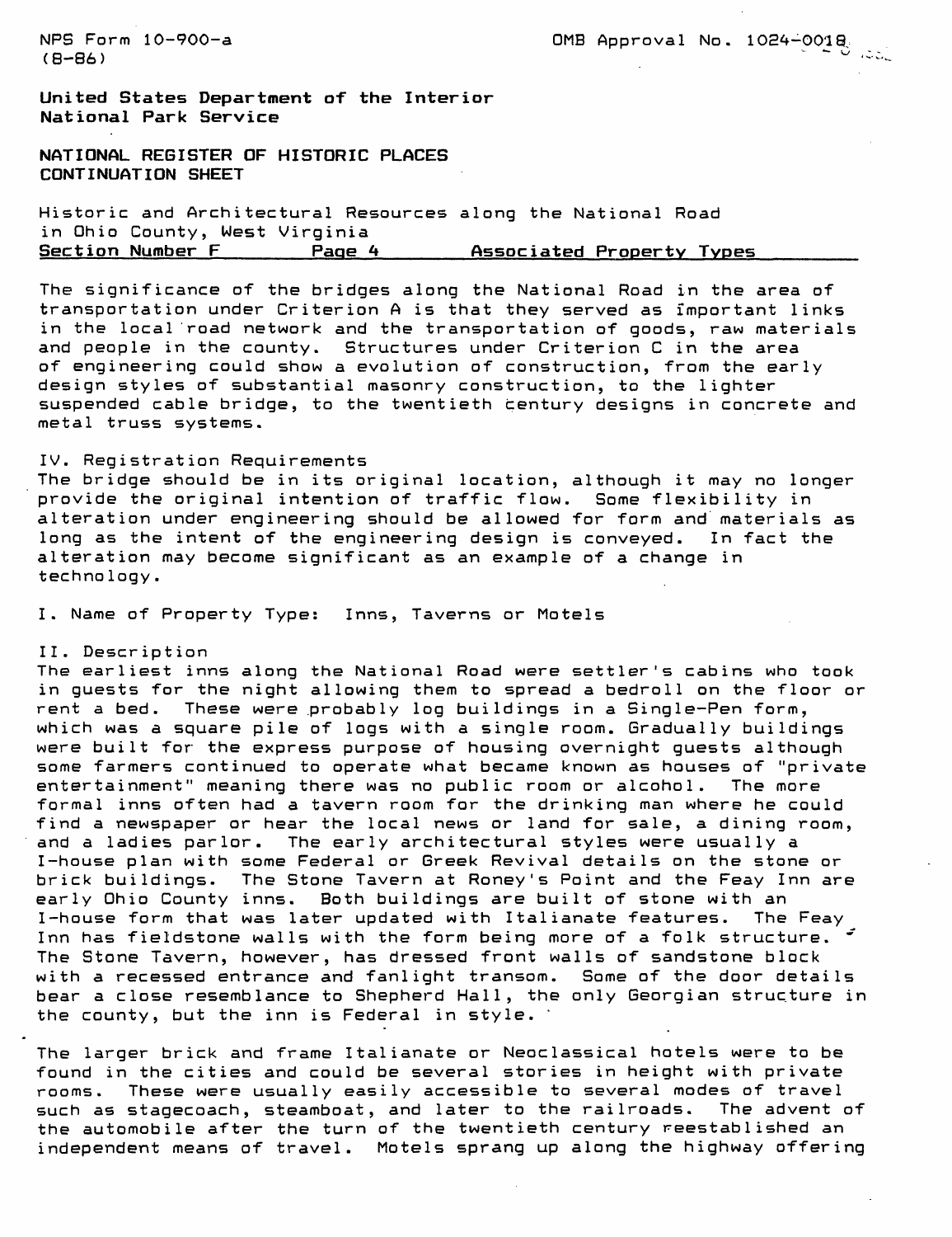The significance of the bridges along the National Road in the area of transportation under Criterion A is that they served as important links in the local road network and the transportation of goods, raw materials and people in the county. Structures under Criterion C in the area of engineering could show a evolution of construction, from the early design styles of substantial masonry construction, to the lighter suspended cable bridge, to the twentieth century designs in concrete and metal truss systems.

IV. Registration Requirements

The bridge should be in its original location, although it may no longer provide the original intention of traffic flow. Some flexibility in alteration under engineering should be allowed for form and materials as long as the intent of the engineering design is conveyed. In fact the alteration may become significant as an example of a change in technology.

I. Name of Property Type: Inns, Taverns or Motels

II. Description

The earliest inns along the National Road were settler's cabins who took in guests for the night allowing them to spread a bedroll on the floor or rent a bed. These were probably log buildings in a Single-Pen form, which was a square pile of logs with a single room. Gradually buildings were built for the express purpose of housing overnight guests although some farmers continued to operate what became known as houses of "private entertainment" meaning there was no public room or alcohol. The more formal inns often had a tavern room for the drinking man where he could find a newspaper or hear the local news or land for sale, a dining room, and a ladies parlor. The early architectural styles were usually a I-house plan with some Federal or Greek Revival details on the stone or brick buildings. The Stone Tavern at Roney's Point and the Feay Inn are early Ohio County inns. Both buildings are built of stone with an I-house form that was later updated with Italianate features. The Feay Inn has fieldstone walls with the form being more of a folk structure. The Stone Tavern, however, has dressed front walls of sandstone block with a recessed entrance and fanlight transom. Some of the door details bear a close resemblance to Shepherd Hall, the only Georgian structure in the county, but the inn is Federal in style.

The larger brick and frame Italianate or Neoclassical hotels were to be found in the cities and could be several stories in height with private rooms. These were usually easily accessible to several modes of travel such as stagecoach, steamboat, and later to the railroads. The advent of the automobile after the turn of the twentieth century reestablished an independent means of travel. Motels sprang up along the highway offering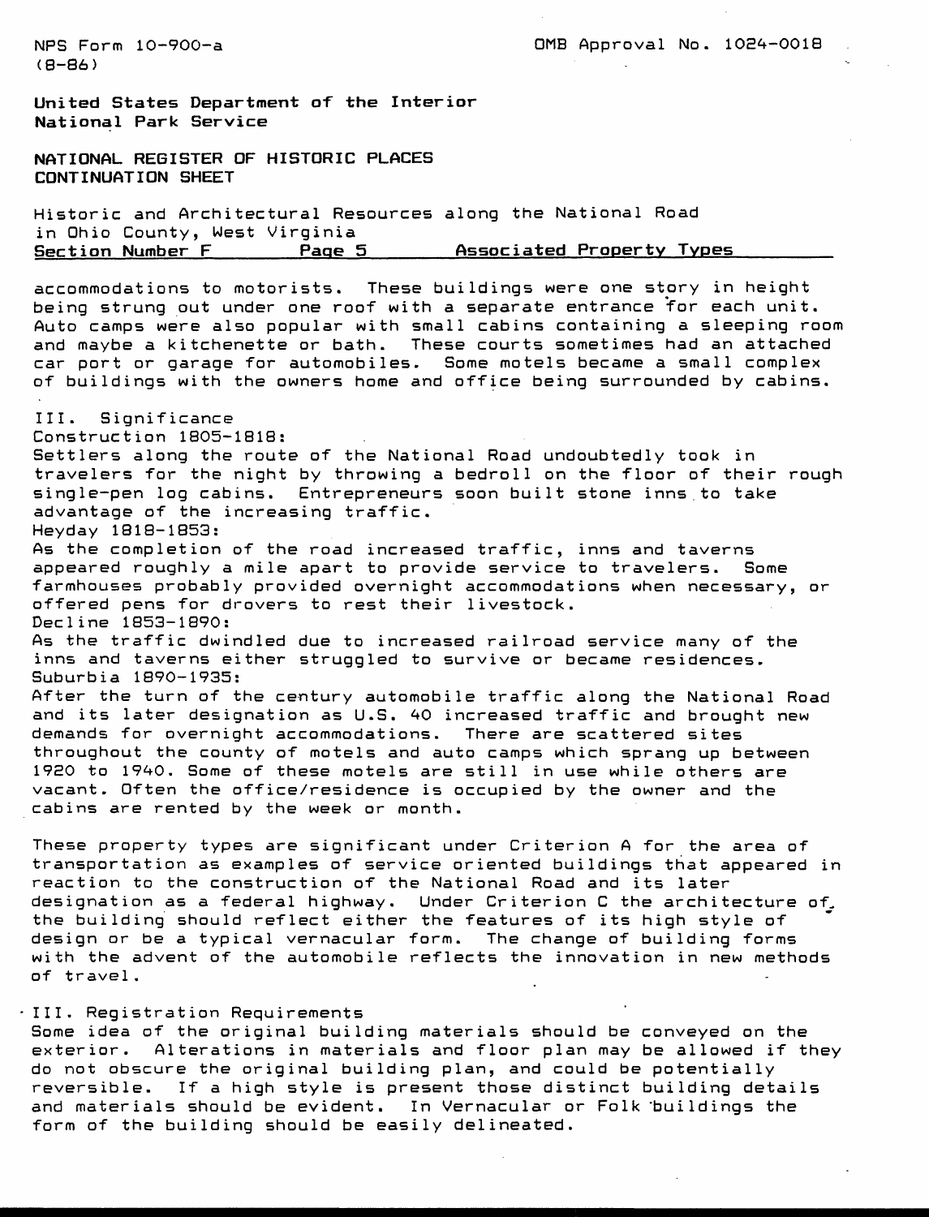accommodations to motorists. These buildings were one story in height being strung out under one roof with a separate entrance for each unit. Auto camps were also popular with small cabins containing a sleeping room and maybe a kitchenette or bath. These courts sometimes had an attached car port or garage for automobiles. Some motels became a small complex of buildings with the owners home and office being surrounded by cabins.

III. Significance

Construction 1805-1818:
Settlers along the route of the National Road undoubtedly took in travelers for the night by throwing a bedroll on the floor of their rough single-pen log cabins. Entrepreneurs soon built stone inns to take advantage of the increasing traffic.

Heyday 1818-1853:
As the completion of the road increased traffic, inns and taverns appeared roughly a mile apart to provide service to travelers. Some farmhouses probably provided overnight accommodations when necessary, or offered pens for drovers to rest their livestock.

Decline 1853-1890:
As the traffic dwindled due to increased railroad service many of the inns and taverns either struggled to survive or became residences.

Suburbia 1890-1935:
After the turn of the century automobile traffic along the National Road and its later designation as U.S. 40 increased traffic and brought new demands for overnight accommodations. There are scattered sites throughout the county of motels and auto camps which sprang up between 1920 to 1940. Some of these motels are still in use while others are vacant. Often the office/residence is occupied by the owner and the cabins are rented by the week or month.

These property types are significant under Criterion A for the area of transportation as examples of service oriented buildings that appeared in reaction to the construction of the National Road and its later designation as a federal highway. Under Criterion C the architecture of the building should reflect either the features of its high style of design or be a typical vernacular form. The change of building forms with the advent of the automobile reflects the innovation in new methods of travel.

III. Registration Requirements

Some idea of the original building materials should be conveyed on the exterior. Alterations in materials and floor plan may be allowed if they do not obscure the original building plan, and could be potentially reversible. If a high style is present those distinct building details and materials should be evident. In Vernacular or Folk buildings the form of the building should be easily delineated.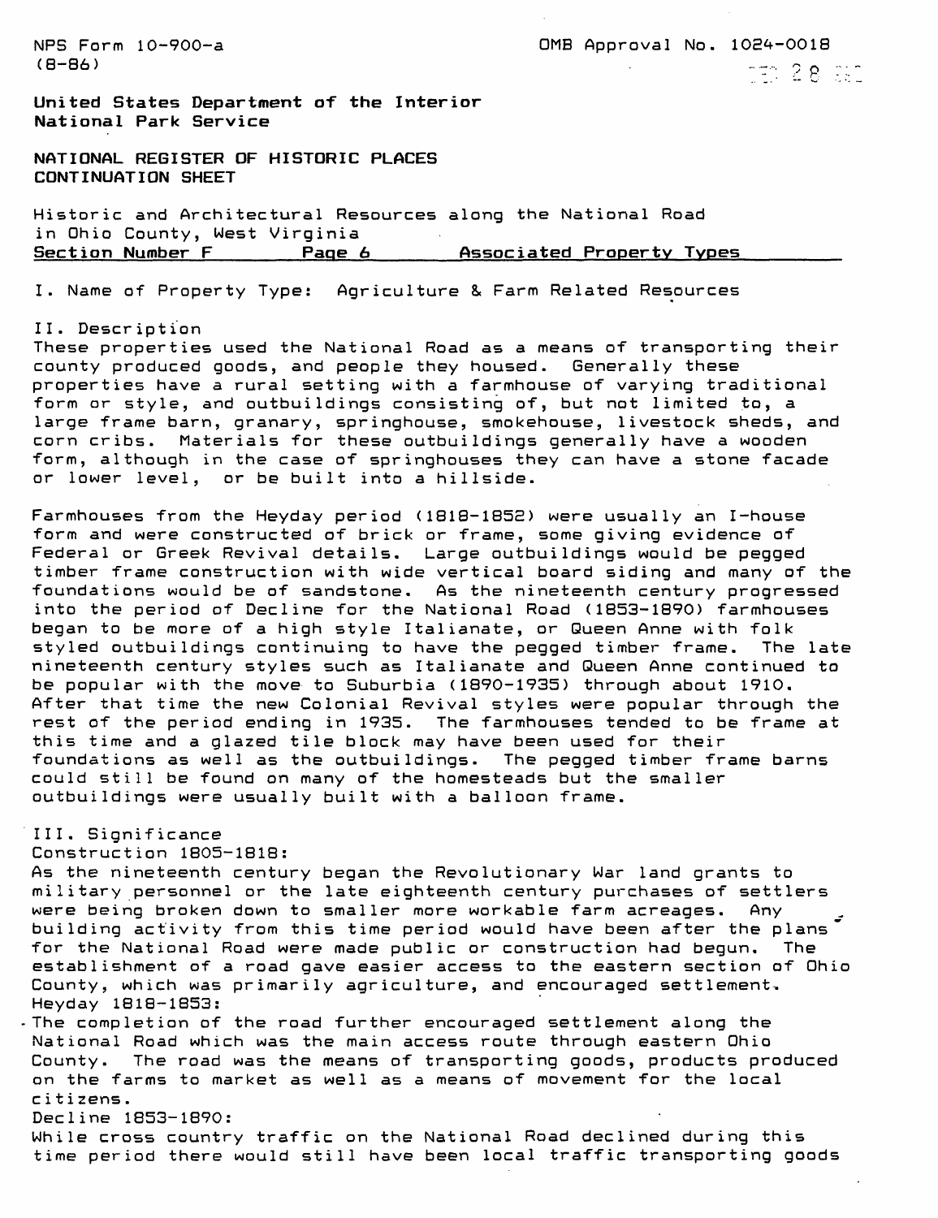NPS Form 10-900-a
(8-86)

OMB Approval No. 1024-0018

United States Department of the Interior
National Park Service

NATIONAL REGISTER OF HISTORIC PLACES
CONTINUATION SHEET

Historic and Architectural Resources along the National Road
in Ohio County, West Virginia
Section Number F     Page 6     Associated Property Types

I. Name of Property Type: Agriculture & Farm Related Resources

II. Description

These properties used the National Road as a means of transporting their county produced goods, and people they housed. Generally these properties have a rural setting with a farmhouse of varying traditional form or style, and outbuildings consisting of, but not limited to, a large frame barn, granary, springhouse, smokehouse, livestock sheds, and corn cribs. Materials for these outbuildings generally have a wooden form, although in the case of springhouses they can have a stone facade or lower level, or be built into a hillside.

Farmhouses from the Heyday period (1818-1852) were usually an I-house form and were constructed of brick or frame, some giving evidence of Federal or Greek Revival details. Large outbuildings would be pegged timber frame construction with wide vertical board siding and many of the foundations would be of sandstone. As the nineteenth century progressed into the period of Decline for the National Road (1853-1890) farmhouses began to be more of a high style Italianate, or Queen Anne with folk styled outbuildings continuing to have the pegged timber frame. The late nineteenth century styles such as Italianate and Queen Anne continued to be popular with the move to Suburbia (1890-1935) through about 1910. After that time the new Colonial Revival styles were popular through the rest of the period ending in 1935. The farmhouses tended to be frame at this time and a glazed tile block may have been used for their foundations as well as the outbuildings. The pegged timber frame barns could still be found on many of the homesteads but the smaller outbuildings were usually built with a balloon frame.

III. Significance

Construction 1805-1818:

As the nineteenth century began the Revolutionary War land grants to military personnel or the late eighteenth century purchases of settlers were being broken down to smaller more workable farm acreages. Any building activity from this time period would have been after the plans for the National Road were made public or construction had begun. The establishment of a road gave easier access to the eastern section of Ohio County, which was primarily agriculture, and encouraged settlement.

Heyday 1818-1853:

The completion of the road further encouraged settlement along the National Road which was the main access route through eastern Ohio County. The road was the means of transporting goods, products produced on the farms to market as well as a means of movement for the local citizens.

Decline 1853-1890:

While cross country traffic on the National Road declined during this time period there would still have been local traffic transporting goods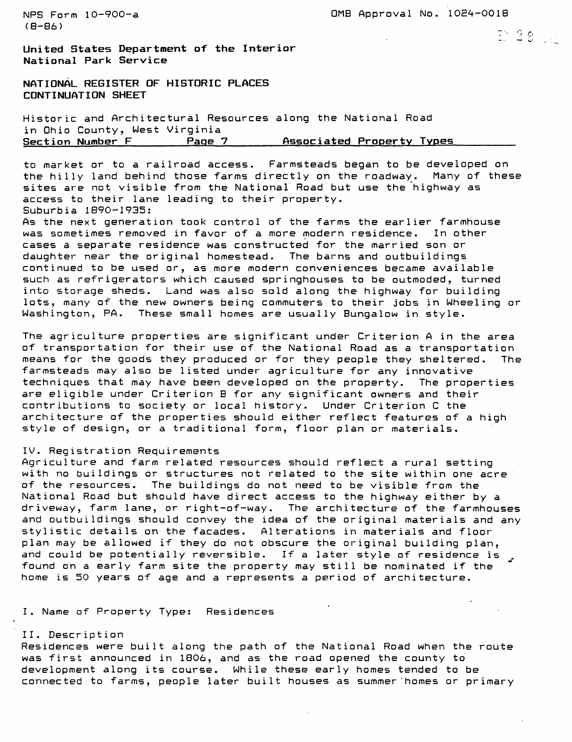to market or to a railroad access. Farmsteads began to be developed on the hilly land behind those farms directly on the roadway. Many of these sites are not visible from the National Road but use the highway as access to their lane leading to their property.

Suburbia 1890-1935:

As the next generation took control of the farms the earlier farmhouse was sometimes removed in favor of a more modern residence. In other cases a separate residence was constructed for the married son or daughter near the original homestead. The barns and outbuildings continued to be used or, as more modern conveniences became available such as refrigerators which caused springhouses to be outmoded, turned into storage sheds. Land was also sold along the highway for building lots, many of the new owners being commuters to their jobs in Wheeling or Washington, PA. These small homes are usually Bungalow in style.

The agriculture properties are significant under Criterion A in the area of transportation for their use of the National Road as a transportation means for the goods they produced or for they people they sheltered. The farmsteads may also be listed under agriculture for any innovative techniques that may have been developed on the property. The properties are eligible under Criterion B for any significant owners and their contributions to society or local history. Under Criterion C the architecture of the properties should either reflect features of a high style of design, or a traditional form, floor plan or materials.

IV. Registration Requirements

Agriculture and farm related resources should reflect a rural setting with no buildings or structures not related to the site within one acre of the resources. The buildings do not need to be visible from the National Road but should have direct access to the highway either by a driveway, farm lane, or right-of-way. The architecture of the farmhouses and outbuildings should convey the idea of the original materials and any stylistic details on the facades. Alterations in materials and floor plan may be allowed if they do not obscure the original building plan, and could be potentially reversible. If a later style of residence is found on a early farm site the property may still be nominated if the home is 50 years of age and a represents a period of architecture.

I. Name of Property Type: Residences

II. Description

Residences were built along the path of the National Road when the route was first announced in 1806, and as the road opened the county to development along its course. While these early homes tended to be connected to farms, people later built houses as summer homes or primary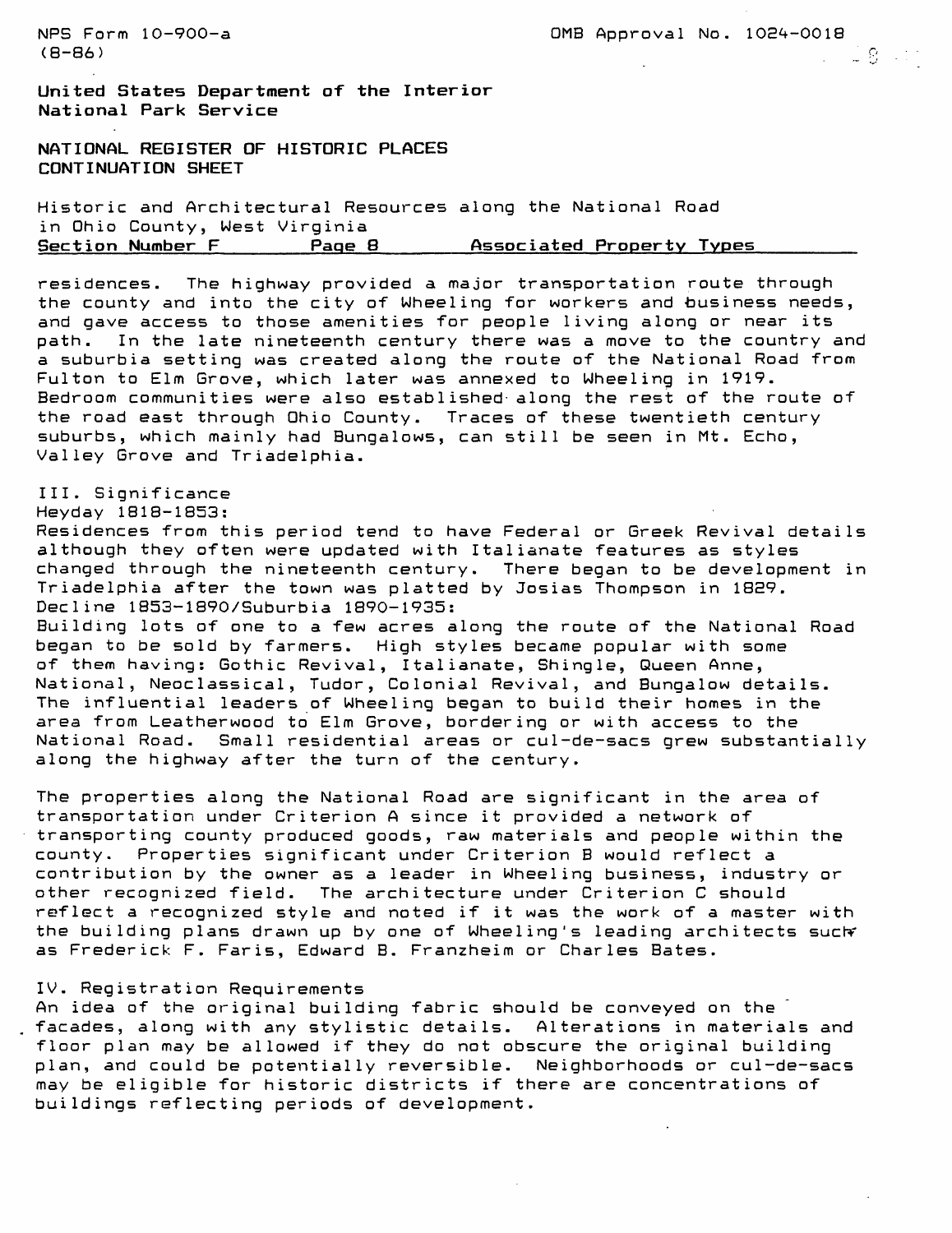residences. The highway provided a major transportation route through the county and into the city of Wheeling for workers and business needs, and gave access to those amenities for people living along or near its path. In the late nineteenth century there was a move to the country and a suburbia setting was created along the route of the National Road from Fulton to Elm Grove, which later was annexed to Wheeling in 1919. Bedroom communities were also established along the rest of the route of the road east through Ohio County. Traces of these twentieth century suburbs, which mainly had Bungalows, can still be seen in Mt. Echo, Valley Grove and Triadelphia.

## III. Significance

**Heyday 1818-1853:**

Residences from this period tend to have Federal or Greek Revival details although they often were updated with Italianate features as styles changed through the nineteenth century. There began to be development in Triadelphia after the town was platted by Josias Thompson in 1829.

**Decline 1853-1890/Suburbia 1890-1935:**

Building lots of one to a few acres along the route of the National Road began to be sold by farmers. High styles became popular with some of them having: Gothic Revival, Italianate, Shingle, Queen Anne, National, Neoclassical, Tudor, Colonial Revival, and Bungalow details. The influential leaders of Wheeling began to build their homes in the area from Leatherwood to Elm Grove, bordering or with access to the National Road. Small residential areas or cul-de-sacs grew substantially along the highway after the turn of the century.

The properties along the National Road are significant in the area of transportation under Criterion A since it provided a network of transporting county produced goods, raw materials and people within the county. Properties significant under Criterion B would reflect a contribution by the owner as a leader in Wheeling business, industry or other recognized field. The architecture under Criterion C should reflect a recognized style and noted if it was the work of a master with the building plans drawn up by one of Wheeling's leading architects such as Frederick F. Faris, Edward B. Franzheim or Charles Bates.

## IV. Registration Requirements

An idea of the original building fabric should be conveyed on the facades, along with any stylistic details. Alterations in materials and floor plan may be allowed if they do not obscure the original building plan, and could be potentially reversible. Neighborhoods or cul-de-sacs may be eligible for historic districts if there are concentrations of buildings reflecting periods of development.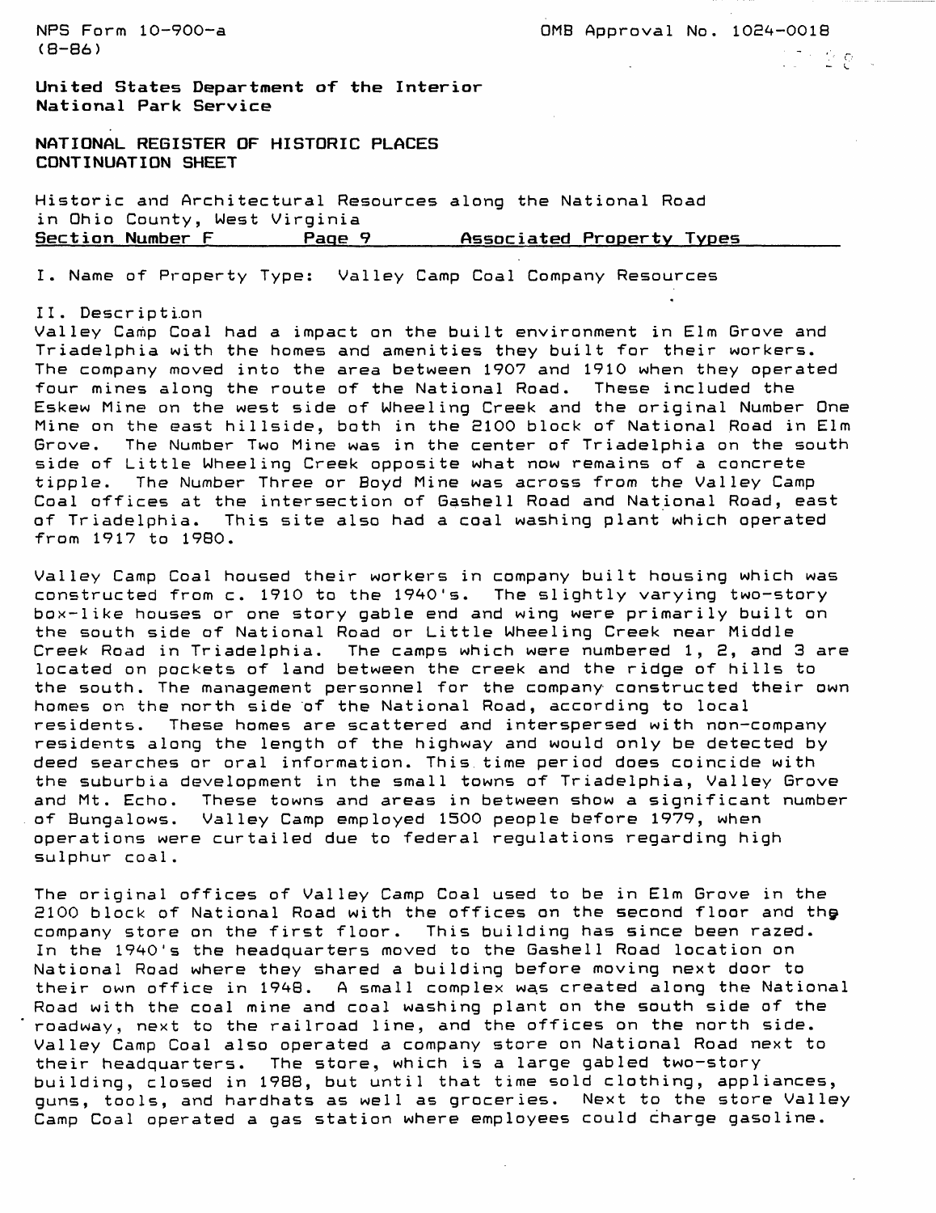NPS Form 10-900-a
(8-86)

OMB Approval No. 1024-0018

**United States Department of the Interior**
**National Park Service**

**NATIONAL REGISTER OF HISTORIC PLACES**
**CONTINUATION SHEET**

Historic and Architectural Resources along the National Road in Ohio County, West Virginia
**Section Number F** **Page 9** **Associated Property Types**

I. Name of Property Type: Valley Camp Coal Company Resources

II. Description

Valley Camp Coal had a impact on the built environment in Elm Grove and Triadelphia with the homes and amenities they built for their workers. The company moved into the area between 1907 and 1910 when they operated four mines along the route of the National Road. These included the Eskew Mine on the west side of Wheeling Creek and the original Number One Mine on the east hillside, both in the 2100 block of National Road in Elm Grove. The Number Two Mine was in the center of Triadelphia on the south side of Little Wheeling Creek opposite what now remains of a concrete tipple. The Number Three or Boyd Mine was across from the Valley Camp Coal offices at the intersection of Gashell Road and National Road, east of Triadelphia. This site also had a coal washing plant which operated from 1917 to 1980.

Valley Camp Coal housed their workers in company built housing which was constructed from c. 1910 to the 1940's. The slightly varying two-story box-like houses or one story gable end and wing were primarily built on the south side of National Road or Little Wheeling Creek near Middle Creek Road in Triadelphia. The camps which were numbered 1, 2, and 3 are located on pockets of land between the creek and the ridge of hills to the south. The management personnel for the company constructed their own homes on the north side of the National Road, according to local residents. These homes are scattered and interspersed with non-company residents along the length of the highway and would only be detected by deed searches or oral information. This time period does coincide with the suburbia development in the small towns of Triadelphia, Valley Grove and Mt. Echo. These towns and areas in between show a significant number of Bungalows. Valley Camp employed 1500 people before 1979, when operations were curtailed due to federal regulations regarding high sulphur coal.

The original offices of Valley Camp Coal used to be in Elm Grove in the 2100 block of National Road with the offices on the second floor and the company store on the first floor. This building has since been razed. In the 1940's the headquarters moved to the Gashell Road location on National Road where they shared a building before moving next door to their own office in 1948. A small complex was created along the National Road with the coal mine and coal washing plant on the south side of the roadway, next to the railroad line, and the offices on the north side. Valley Camp Coal also operated a company store on National Road next to their headquarters. The store, which is a large gabled two-story building, closed in 1988, but until that time sold clothing, appliances, guns, tools, and hardhats as well as groceries. Next to the store Valley Camp Coal operated a gas station where employees could charge gasoline.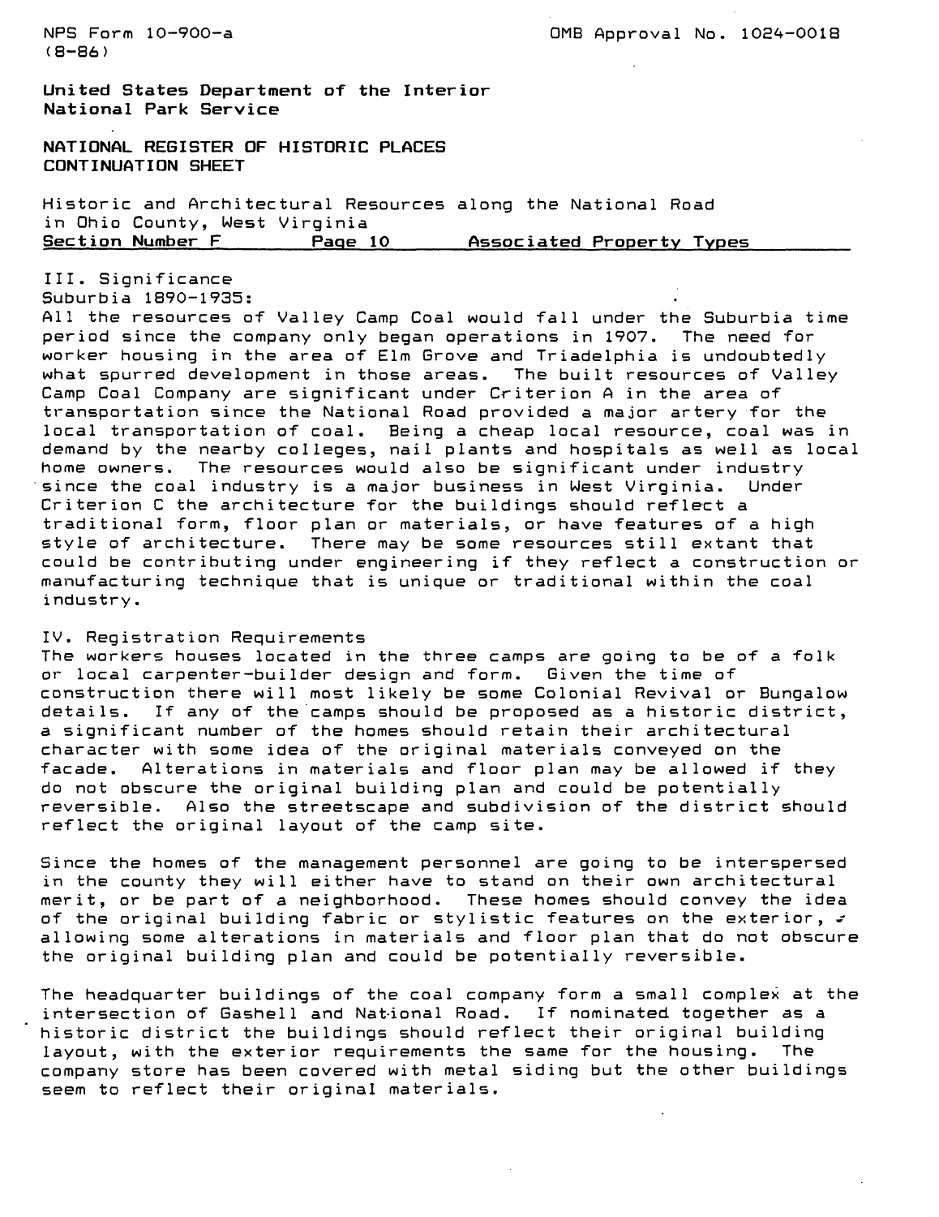III. Significance

Suburbia 1890-1935:

All the resources of Valley Camp Coal would fall under the Suburbia time period since the company only began operations in 1907. The need for worker housing in the area of Elm Grove and Triadelphia is undoubtedly what spurred development in those areas. The built resources of Valley Camp Coal Company are significant under Criterion A in the area of transportation since the National Road provided a major artery for the local transportation of coal. Being a cheap local resource, coal was in demand by the nearby colleges, nail plants and hospitals as well as local home owners. The resources would also be significant under industry since the coal industry is a major business in West Virginia. Under Criterion C the architecture for the buildings should reflect a traditional form, floor plan or materials, or have features of a high style of architecture. There may be some resources still extant that could be contributing under engineering if they reflect a construction or manufacturing technique that is unique or traditional within the coal industry.

IV. Registration Requirements

The workers houses located in the three camps are going to be of a folk or local carpenter-builder design and form. Given the time of construction there will most likely be some Colonial Revival or Bungalow details. If any of the camps should be proposed as a historic district, a significant number of the homes should retain their architectural character with some idea of the original materials conveyed on the facade. Alterations in materials and floor plan may be allowed if they do not obscure the original building plan and could be potentially reversible. Also the streetscape and subdivision of the district should reflect the original layout of the camp site.

Since the homes of the management personnel are going to be interspersed in the county they will either have to stand on their own architectural merit, or be part of a neighborhood. These homes should convey the idea of the original building fabric or stylistic features on the exterior, allowing some alterations in materials and floor plan that do not obscure the original building plan and could be potentially reversible.

The headquarter buildings of the coal company form a small complex at the intersection of Gashell and National Road. If nominated together as a historic district the buildings should reflect their original building layout, with the exterior requirements the same for the housing. The company store has been covered with metal siding but the other buildings seem to reflect their original materials.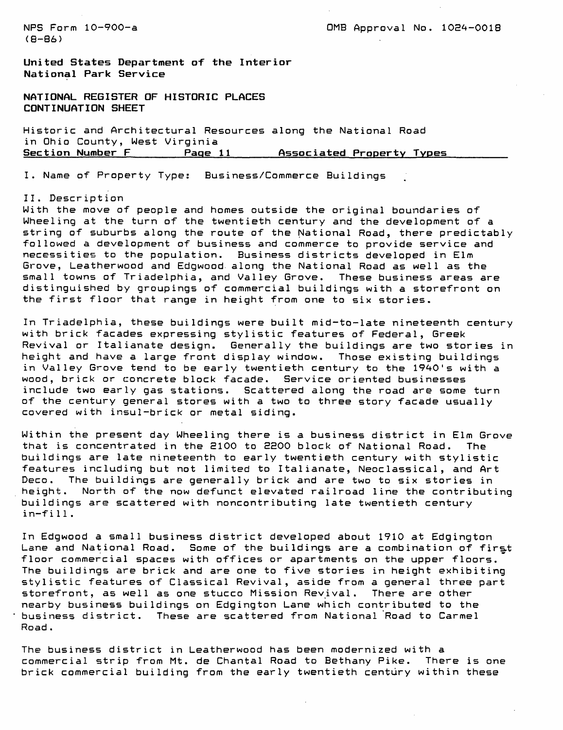I. Name of Property Type: Business/Commerce Buildings

II. Description

With the move of people and homes outside the original boundaries of Wheeling at the turn of the twentieth century and the development of a string of suburbs along the route of the National Road, there predictably followed a development of business and commerce to provide service and necessities to the population. Business districts developed in Elm Grove, Leatherwood and Edgwood along the National Road as well as the small towns of Triadelphia, and Valley Grove. These business areas are distinguished by groupings of commercial buildings with a storefront on the first floor that range in height from one to six stories.

In Triadelphia, these buildings were built mid-to-late nineteenth century with brick facades expressing stylistic features of Federal, Greek Revival or Italianate design. Generally the buildings are two stories in height and have a large front display window. Those existing buildings in Valley Grove tend to be early twentieth century to the 1940's with a wood, brick or concrete block facade. Service oriented businesses include two early gas stations. Scattered along the road are some turn of the century general stores with a two to three story facade usually covered with insul-brick or metal siding.

Within the present day Wheeling there is a business district in Elm Grove that is concentrated in the 2100 to 2200 block of National Road. The buildings are late nineteenth to early twentieth century with stylistic features including but not limited to Italianate, Neoclassical, and Art Deco. The buildings are generally brick and are two to six stories in height. North of the now defunct elevated railroad line the contributing buildings are scattered with noncontributing late twentieth century in-fill.

In Edgwood a small business district developed about 1910 at Edgington Lane and National Road. Some of the buildings are a combination of first floor commercial spaces with offices or apartments on the upper floors. The buildings are brick and are one to five stories in height exhibiting stylistic features of Classical Revival, aside from a general three part storefront, as well as one stucco Mission Revival. There are other nearby business buildings on Edgington Lane which contributed to the business district. These are scattered from National Road to Carmel Road.

The business district in Leatherwood has been modernized with a commercial strip from Mt. de Chantal Road to Bethany Pike. There is one brick commercial building from the early twentieth century within these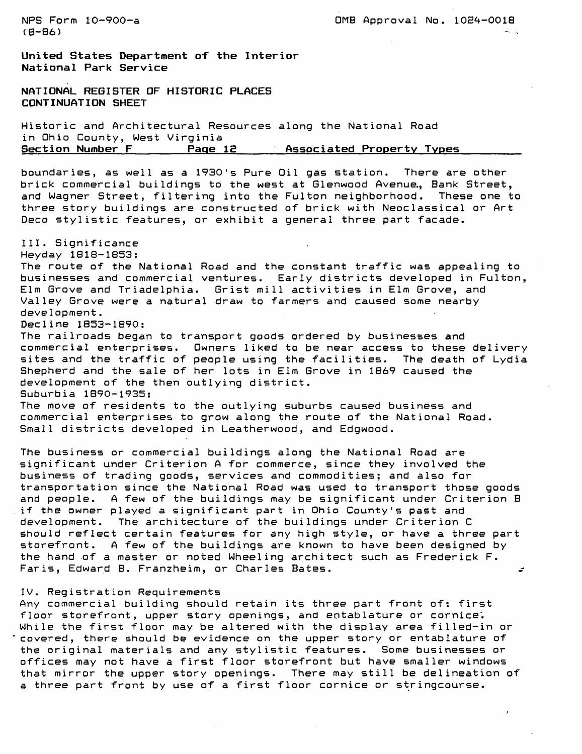boundaries, as well as a 1930's Pure Oil gas station. There are other brick commercial buildings to the west at Glenwood Avenue., Bank Street, and Wagner Street, filtering into the Fulton neighborhood. These one to three story buildings are constructed of brick with Neoclassical or Art Deco stylistic features, or exhibit a general three part facade.

III. Significance

Heyday 1818-1853:
The route of the National Road and the constant traffic was appealing to businesses and commercial ventures. Early districts developed in Fulton, Elm Grove and Triadelphia. Grist mill activities in Elm Grove, and Valley Grove were a natural draw to farmers and caused some nearby development.

Decline 1853-1890:
The railroads began to transport goods ordered by businesses and commercial enterprises. Owners liked to be near access to these delivery sites and the traffic of people using the facilities. The death of Lydia Shepherd and the sale of her lots in Elm Grove in 1869 caused the development of the then outlying district.

Suburbia 1890-1935:
The move of residents to the outlying suburbs caused business and commercial enterprises to grow along the route of the National Road. Small districts developed in Leatherwood, and Edgwood.

The business or commercial buildings along the National Road are significant under Criterion A for commerce, since they involved the business of trading goods, services and commodities; and also for transportation since the National Road was used to transport those goods and people. A few of the buildings may be significant under Criterion B if the owner played a significant part in Ohio County's past and development. The architecture of the buildings under Criterion C should reflect certain features for any high style, or have a three part storefront. A few of the buildings are known to have been designed by the hand of a master or noted Wheeling architect such as Frederick F. Faris, Edward B. Franzheim, or Charles Bates.

IV. Registration Requirements

Any commercial building should retain its three part front of: first floor storefront, upper story openings, and entablature or cornice. While the first floor may be altered with the display area filled-in or covered, there should be evidence on the upper story or entablature of the original materials and any stylistic features. Some businesses or offices may not have a first floor storefront but have smaller windows that mirror the upper story openings. There may still be delineation of a three part front by use of a first floor cornice or stringcourse.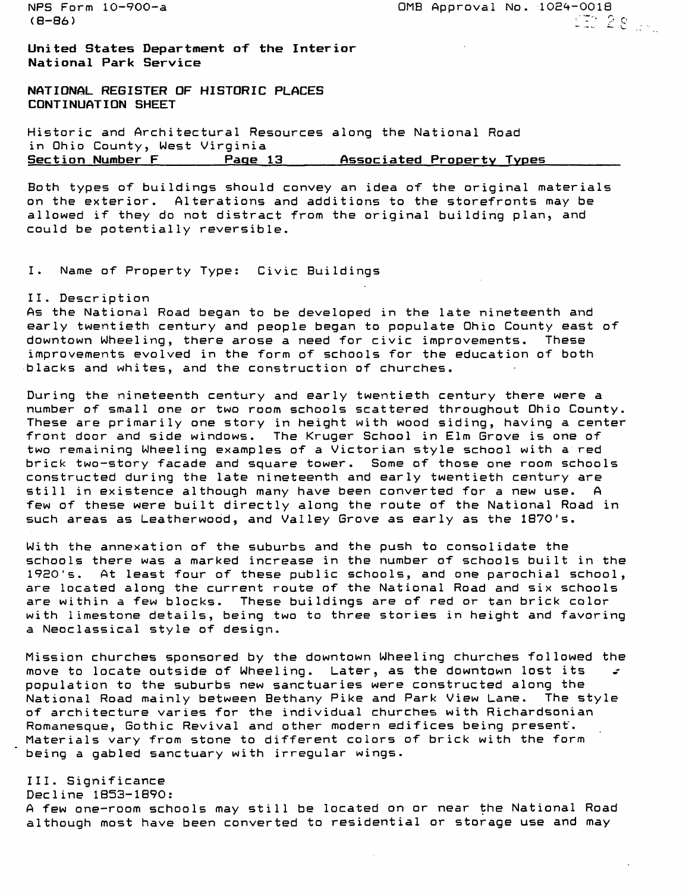Both types of buildings should convey an idea of the original materials on the exterior. Alterations and additions to the storefronts may be allowed if they do not distract from the original building plan, and could be potentially reversible.

I. Name of Property Type: Civic Buildings

II. Description

As the National Road began to be developed in the late nineteenth and early twentieth century and people began to populate Ohio County east of downtown Wheeling, there arose a need for civic improvements. These improvements evolved in the form of schools for the education of both blacks and whites, and the construction of churches.

During the nineteenth century and early twentieth century there were a number of small one or two room schools scattered throughout Ohio County. These are primarily one story in height with wood siding, having a center front door and side windows. The Kruger School in Elm Grove is one of two remaining Wheeling examples of a Victorian style school with a red brick two-story facade and square tower. Some of those one room schools constructed during the late nineteenth and early twentieth century are still in existence although many have been converted for a new use. A few of these were built directly along the route of the National Road in such areas as Leatherwood, and Valley Grove as early as the 1870's.

With the annexation of the suburbs and the push to consolidate the schools there was a marked increase in the number of schools built in the 1920's. At least four of these public schools, and one parochial school, are located along the current route of the National Road and six schools are within a few blocks. These buildings are of red or tan brick color with limestone details, being two to three stories in height and favoring a Neoclassical style of design.

Mission churches sponsored by the downtown Wheeling churches followed the move to locate outside of Wheeling. Later, as the downtown lost its population to the suburbs new sanctuaries were constructed along the National Road mainly between Bethany Pike and Park View Lane. The style of architecture varies for the individual churches with Richardsonian Romanesque, Gothic Revival and other modern edifices being present. Materials vary from stone to different colors of brick with the form being a gabled sanctuary with irregular wings.

III. Significance

Decline 1853-1890:

A few one-room schools may still be located on or near the National Road although most have been converted to residential or storage use and may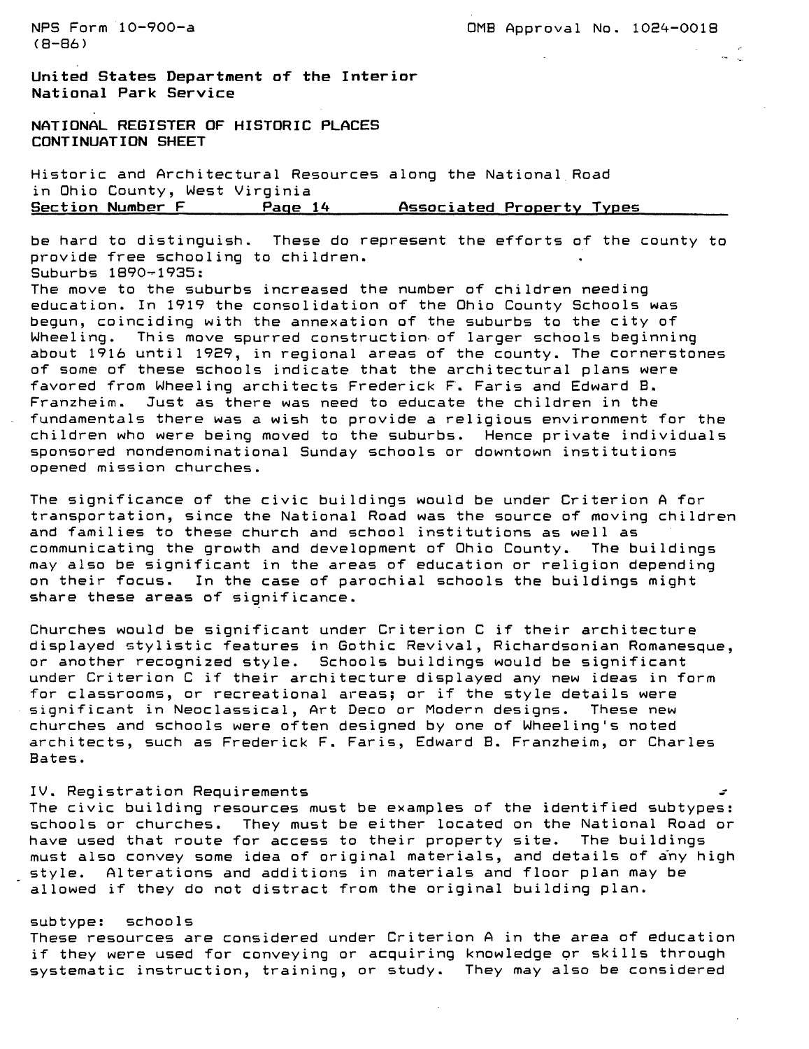be hard to distinguish. These do represent the efforts of the county to provide free schooling to children.

Suburbs 1890-1935:

The move to the suburbs increased the number of children needing education. In 1919 the consolidation of the Ohio County Schools was begun, coinciding with the annexation of the suburbs to the city of Wheeling. This move spurred construction of larger schools beginning about 1916 until 1929, in regional areas of the county. The cornerstones of some of these schools indicate that the architectural plans were favored from Wheeling architects Frederick F. Faris and Edward B. Franzheim. Just as there was need to educate the children in the fundamentals there was a wish to provide a religious environment for the children who were being moved to the suburbs. Hence private individuals sponsored nondenominational Sunday schools or downtown institutions opened mission churches.

The significance of the civic buildings would be under Criterion A for transportation, since the National Road was the source of moving children and families to these church and school institutions as well as communicating the growth and development of Ohio County. The buildings may also be significant in the areas of education or religion depending on their focus. In the case of parochial schools the buildings might share these areas of significance.

Churches would be significant under Criterion C if their architecture displayed stylistic features in Gothic Revival, Richardsonian Romanesque, or another recognized style. Schools buildings would be significant under Criterion C if their architecture displayed any new ideas in form for classrooms, or recreational areas; or if the style details were significant in Neoclassical, Art Deco or Modern designs. These new churches and schools were often designed by one of Wheeling's noted architects, such as Frederick F. Faris, Edward B. Franzheim, or Charles Bates.

IV. Registration Requirements

The civic building resources must be examples of the identified subtypes: schools or churches. They must be either located on the National Road or have used that route for access to their property site. The buildings must also convey some idea of original materials, and details of any high style. Alterations and additions in materials and floor plan may be allowed if they do not distract from the original building plan.

subtype: schools

These resources are considered under Criterion A in the area of education if they were used for conveying or acquiring knowledge or skills through systematic instruction, training, or study. They may also be considered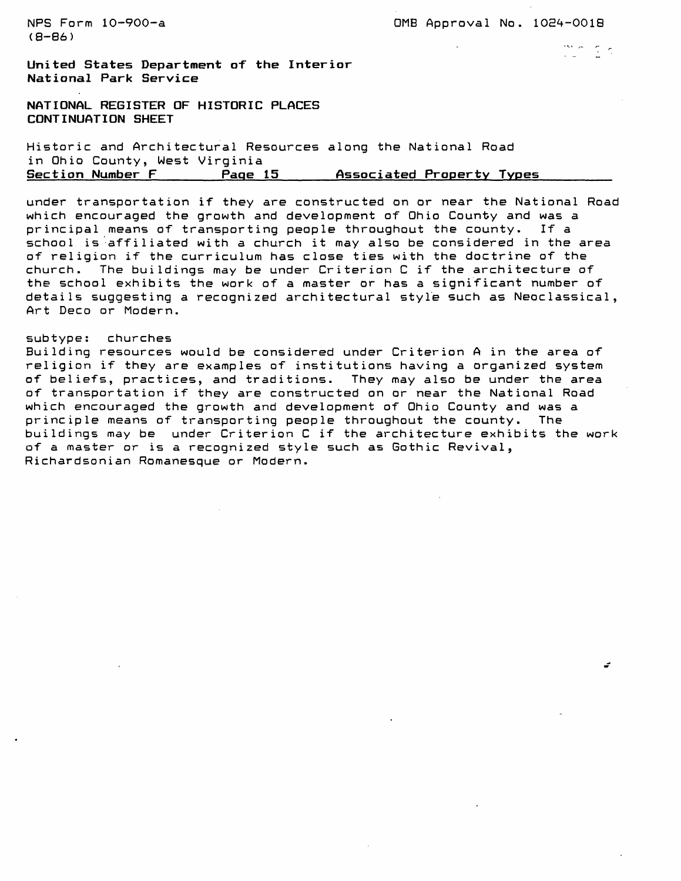under transportation if they are constructed on or near the National Road which encouraged the growth and development of Ohio County and was a principal means of transporting people throughout the county. If a school is affiliated with a church it may also be considered in the area of religion if the curriculum has close ties with the doctrine of the church. The buildings may be under Criterion C if the architecture of the school exhibits the work of a master or has a significant number of details suggesting a recognized architectural style such as Neoclassical, Art Deco or Modern.

subtype: churches

Building resources would be considered under Criterion A in the area of religion if they are examples of institutions having a organized system of beliefs, practices, and traditions. They may also be under the area of transportation if they are constructed on or near the National Road which encouraged the growth and development of Ohio County and was a principle means of transporting people throughout the county. The buildings may be under Criterion C if the architecture exhibits the work of a master or is a recognized style such as Gothic Revival, Richardsonian Romanesque or Modern.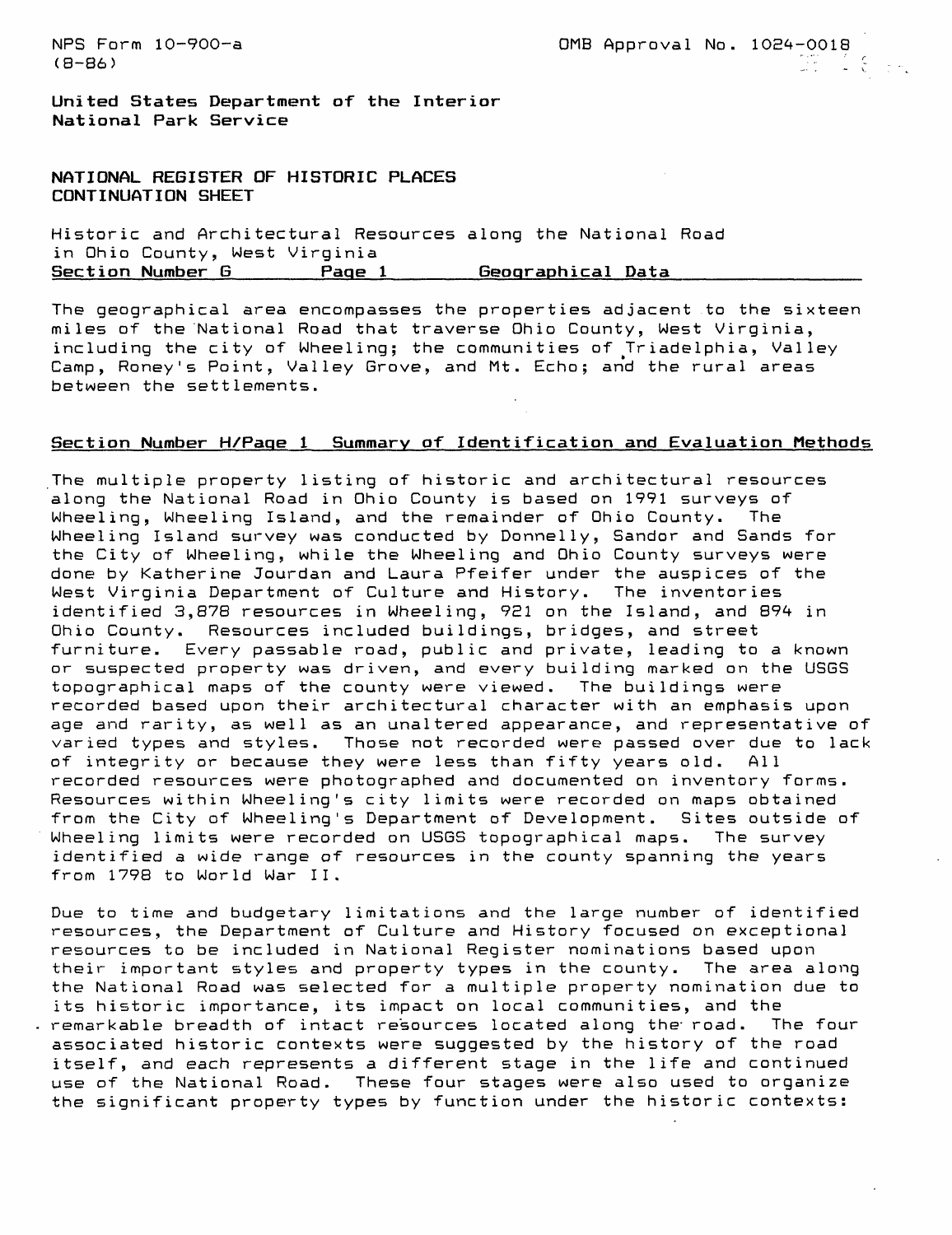NPS Form 10-900-a
(8-86)

OMB Approval No. 1024-0018

United States Department of the Interior
National Park Service

NATIONAL REGISTER OF HISTORIC PLACES
CONTINUATION SHEET

Historic and Architectural Resources along the National Road in Ohio County, West Virginia

**Section Number G Page 1 Geographical Data**

The geographical area encompasses the properties adjacent to the sixteen miles of the National Road that traverse Ohio County, West Virginia, including the city of Wheeling; the communities of Triadelphia, Valley Camp, Roney's Point, Valley Grove, and Mt. Echo; and the rural areas between the settlements.

**Section Number H/Page 1 Summary of Identification and Evaluation Methods**

The multiple property listing of historic and architectural resources along the National Road in Ohio County is based on 1991 surveys of Wheeling, Wheeling Island, and the remainder of Ohio County. The Wheeling Island survey was conducted by Donnelly, Sandor and Sands for the City of Wheeling, while the Wheeling and Ohio County surveys were done by Katherine Jourdan and Laura Pfeifer under the auspices of the West Virginia Department of Culture and History. The inventories identified 3,878 resources in Wheeling, 921 on the Island, and 894 in Ohio County. Resources included buildings, bridges, and street furniture. Every passable road, public and private, leading to a known or suspected property was driven, and every building marked on the USGS topographical maps of the county were viewed. The buildings were recorded based upon their architectural character with an emphasis upon age and rarity, as well as an unaltered appearance, and representative of varied types and styles. Those not recorded were passed over due to lack of integrity or because they were less than fifty years old. All recorded resources were photographed and documented on inventory forms. Resources within Wheeling's city limits were recorded on maps obtained from the City of Wheeling's Department of Development. Sites outside of Wheeling limits were recorded on USGS topographical maps. The survey identified a wide range of resources in the county spanning the years from 1798 to World War II.

Due to time and budgetary limitations and the large number of identified resources, the Department of Culture and History focused on exceptional resources to be included in National Register nominations based upon their important styles and property types in the county. The area along the National Road was selected for a multiple property nomination due to its historic importance, its impact on local communities, and the remarkable breadth of intact resources located along the road. The four associated historic contexts were suggested by the history of the road itself, and each represents a different stage in the life and continued use of the National Road. These four stages were also used to organize the significant property types by function under the historic contexts: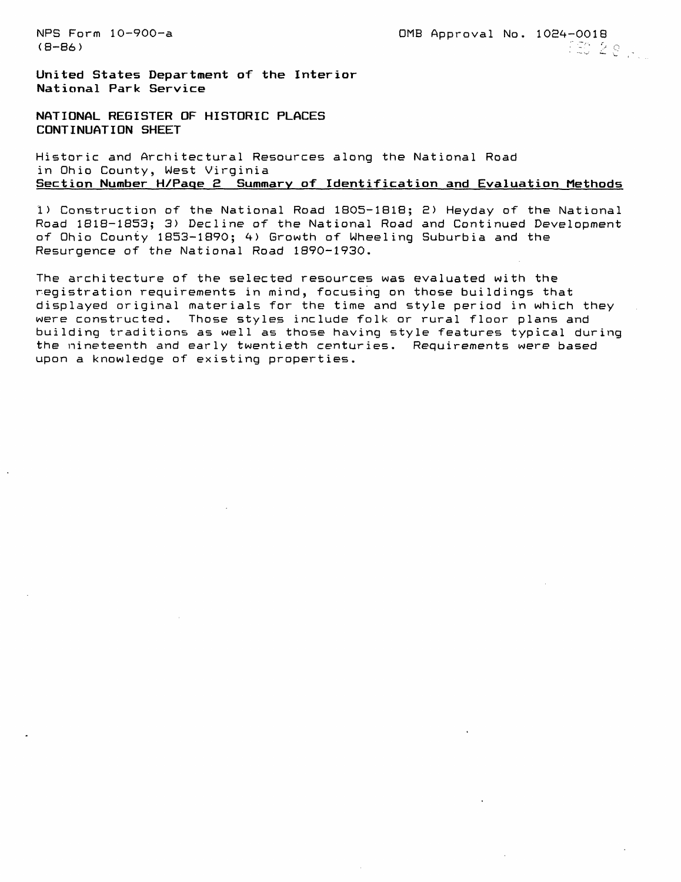NPS Form 10-900-a
(8-86)

OMB Approval No. 1024-0018

United States Department of the Interior
National Park Service

NATIONAL REGISTER OF HISTORIC PLACES
CONTINUATION SHEET

Historic and Architectural Resources along the National Road
in Ohio County, West Virginia
**Section Number H/Page 2 Summary of Identification and Evaluation Methods**

1) Construction of the National Road 1805-1818; 2) Heyday of the National Road 1818-1853; 3) Decline of the National Road and Continued Development of Ohio County 1853-1890; 4) Growth of Wheeling Suburbia and the Resurgence of the National Road 1890-1930.

The architecture of the selected resources was evaluated with the registration requirements in mind, focusing on those buildings that displayed original materials for the time and style period in which they were constructed. Those styles include folk or rural floor plans and building traditions as well as those having style features typical during the nineteenth and early twentieth centuries. Requirements were based upon a knowledge of existing properties.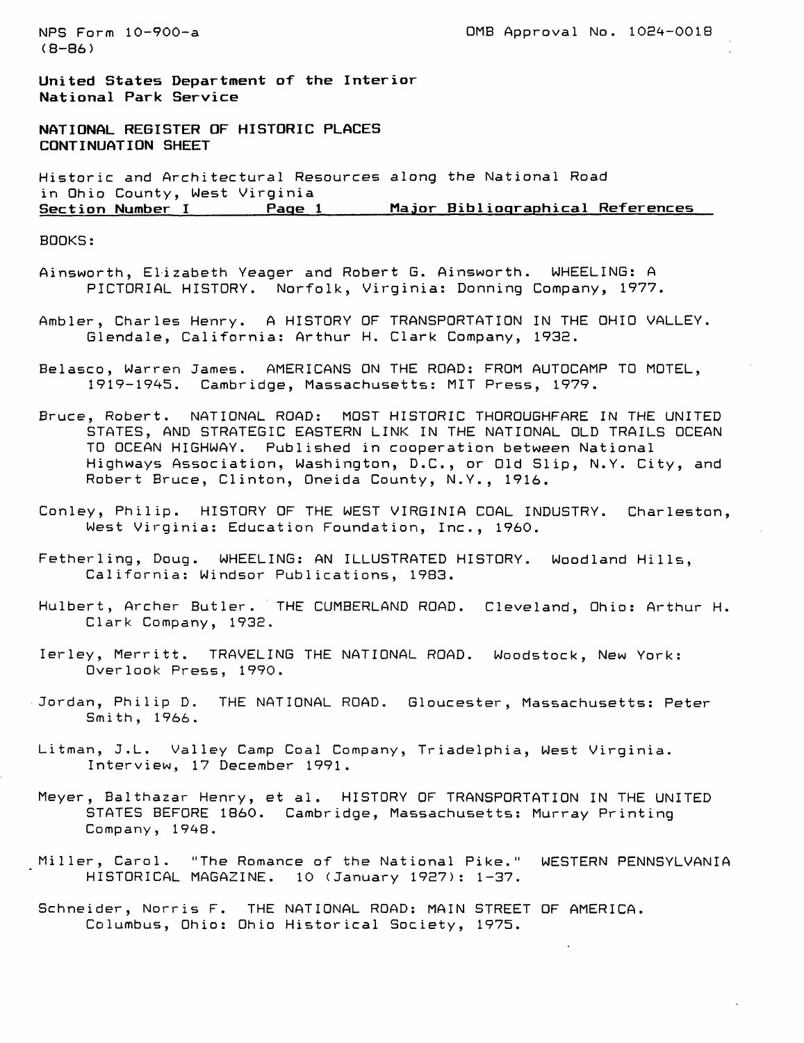NPS Form 10-900-a
(8-86)

OMB Approval No. 1024-0018

**United States Department of the Interior**
**National Park Service**

**NATIONAL REGISTER OF HISTORIC PLACES**
**CONTINUATION SHEET**

Historic and Architectural Resources along the National Road in Ohio County, West Virginia
**Section Number I Page 1 Major Bibliographical References**

BOOKS:

Ainsworth, Elizabeth Yeager and Robert G. Ainsworth. WHEELING: A PICTORIAL HISTORY. Norfolk, Virginia: Donning Company, 1977.

Ambler, Charles Henry. A HISTORY OF TRANSPORTATION IN THE OHIO VALLEY. Glendale, California: Arthur H. Clark Company, 1932.

Belasco, Warren James. AMERICANS ON THE ROAD: FROM AUTOCAMP TO MOTEL, 1919-1945. Cambridge, Massachusetts: MIT Press, 1979.

Bruce, Robert. NATIONAL ROAD: MOST HISTORIC THOROUGHFARE IN THE UNITED STATES, AND STRATEGIC EASTERN LINK IN THE NATIONAL OLD TRAILS OCEAN TO OCEAN HIGHWAY. Published in cooperation between National Highways Association, Washington, D.C., or Old Slip, N.Y. City, and Robert Bruce, Clinton, Oneida County, N.Y., 1916.

Conley, Philip. HISTORY OF THE WEST VIRGINIA COAL INDUSTRY. Charleston, West Virginia: Education Foundation, Inc., 1960.

Fetherling, Doug. WHEELING: AN ILLUSTRATED HISTORY. Woodland Hills, California: Windsor Publications, 1983.

Hulbert, Archer Butler. THE CUMBERLAND ROAD. Cleveland, Ohio: Arthur H. Clark Company, 1932.

Ierley, Merritt. TRAVELING THE NATIONAL ROAD. Woodstock, New York: Overlook Press, 1990.

Jordan, Philip D. THE NATIONAL ROAD. Gloucester, Massachusetts: Peter Smith, 1966.

Litman, J.L. Valley Camp Coal Company, Triadelphia, West Virginia. Interview, 17 December 1991.

Meyer, Balthazar Henry, et al. HISTORY OF TRANSPORTATION IN THE UNITED STATES BEFORE 1860. Cambridge, Massachusetts: Murray Printing Company, 1948.

Miller, Carol. "The Romance of the National Pike." WESTERN PENNSYLVANIA HISTORICAL MAGAZINE. 10 (January 1927): 1-37.

Schneider, Norris F. THE NATIONAL ROAD: MAIN STREET OF AMERICA. Columbus, Ohio: Ohio Historical Society, 1975.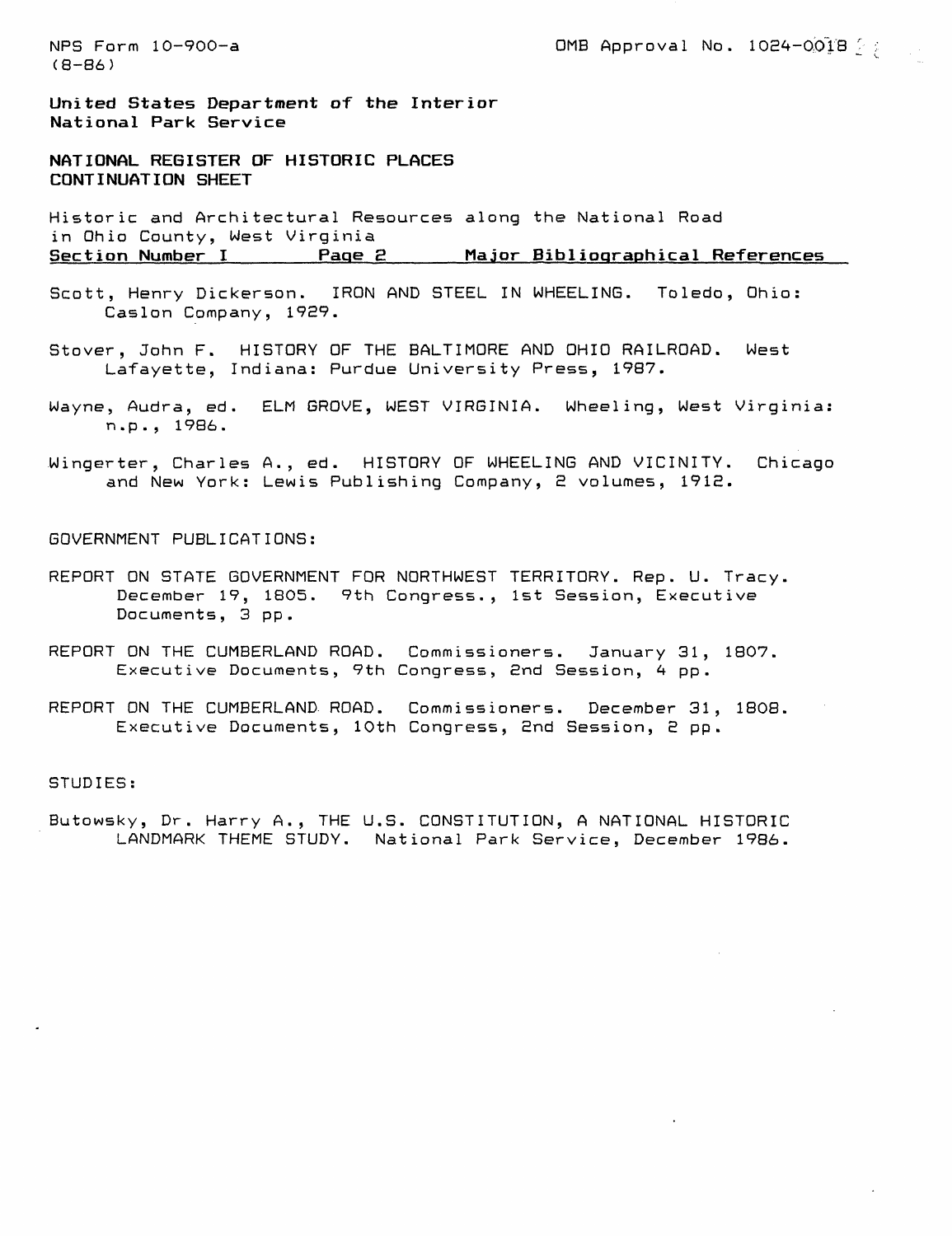NPS Form 10-900-a
(8-86)

OMB Approval No. 1024-0018

United States Department of the Interior
National Park Service

**NATIONAL REGISTER OF HISTORIC PLACES**
**CONTINUATION SHEET**

Historic and Architectural Resources along the National Road
in Ohio County, West Virginia
**Section Number I    Page 2    Major Bibliographical References**

Scott, Henry Dickerson. IRON AND STEEL IN WHEELING. Toledo, Ohio: Caslon Company, 1929.

Stover, John F. HISTORY OF THE BALTIMORE AND OHIO RAILROAD. West Lafayette, Indiana: Purdue University Press, 1987.

Wayne, Audra, ed. ELM GROVE, WEST VIRGINIA. Wheeling, West Virginia: n.p., 1986.

Wingerter, Charles A., ed. HISTORY OF WHEELING AND VICINITY. Chicago and New York: Lewis Publishing Company, 2 volumes, 1912.

GOVERNMENT PUBLICATIONS:

REPORT ON STATE GOVERNMENT FOR NORTHWEST TERRITORY. Rep. U. Tracy. December 19, 1805. 9th Congress., 1st Session, Executive Documents, 3 pp.

REPORT ON THE CUMBERLAND ROAD. Commissioners. January 31, 1807. Executive Documents, 9th Congress, 2nd Session, 4 pp.

REPORT ON THE CUMBERLAND ROAD. Commissioners. December 31, 1808. Executive Documents, 10th Congress, 2nd Session, 2 pp.

STUDIES:

Butowsky, Dr. Harry A., THE U.S. CONSTITUTION, A NATIONAL HISTORIC LANDMARK THEME STUDY. National Park Service, December 1986.